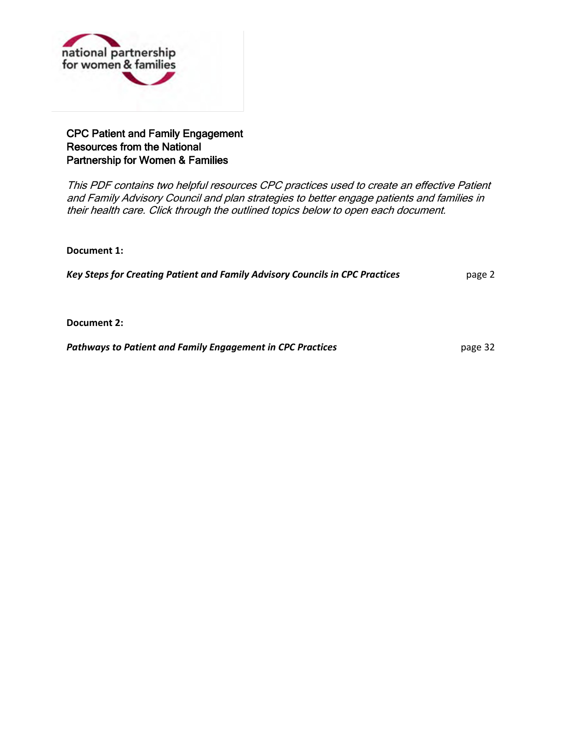national partnership for women & families

# CPC Patient and Family Engagement Resources from the National Partnership for Women & Families

*This PDF contains two helpful resources CPC practices used to create an effective Patient and Family Advisory Council and plan strategies to better engage patients and families in their health care. Click through the outlined topics below to open each document.*

**Document 1:**

***Key Steps for Creating Patient and Family Advisory Councils in CPC Practices*** page 2

**Document 2:**

***Pathways to Patient and Family Engagement in CPC Practices*** page 32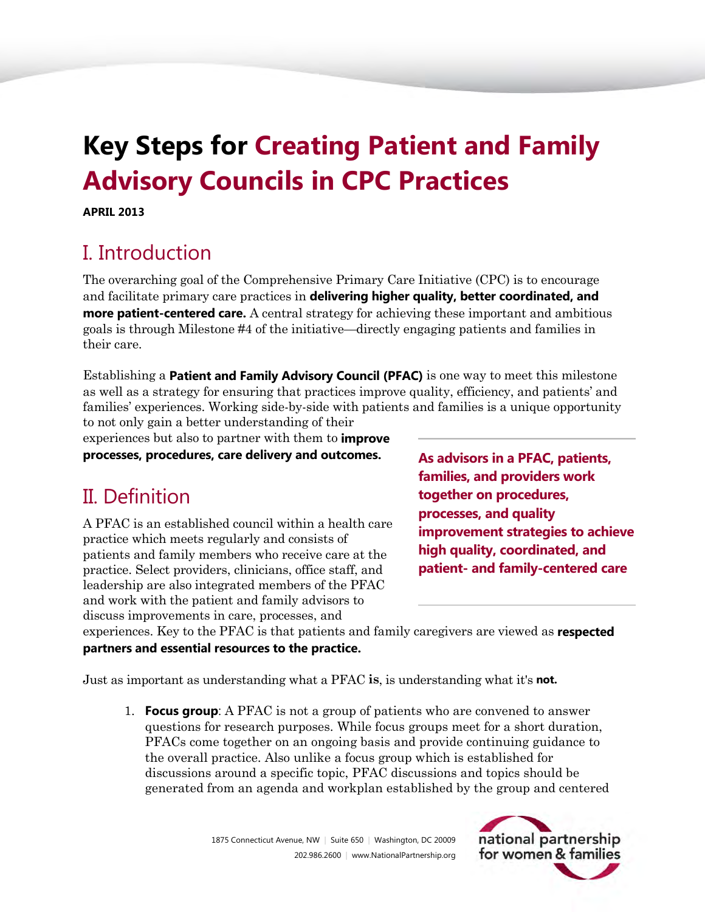# Key Steps for Creating Patient and Family Advisory Councils in CPC Practices

**APRIL 2013**

## I. Introduction

The overarching goal of the Comprehensive Primary Care Initiative (CPC) is to encourage and facilitate primary care practices in **delivering higher quality, better coordinated, and more patient-centered care.** A central strategy for achieving these important and ambitious goals is through Milestone #4 of the initiative—directly engaging patients and families in their care.

Establishing a **Patient and Family Advisory Council (PFAC)** is one way to meet this milestone as well as a strategy for ensuring that practices improve quality, efficiency, and patients' and families' experiences. Working side-by-side with patients and families is a unique opportunity to not only gain a better understanding of their experiences but also to partner with them to **improve processes, procedures, care delivery and outcomes.**

**As advisors in a PFAC, patients, families, and providers work together on procedures, processes, and quality improvement strategies to achieve high quality, coordinated, and patient- and family-centered care**

## II. Definition

A PFAC is an established council within a health care practice which meets regularly and consists of patients and family members who receive care at the practice. Select providers, clinicians, office staff, and leadership are also integrated members of the PFAC and work with the patient and family advisors to discuss improvements in care, processes, and experiences. Key to the PFAC is that patients and family caregivers are viewed as **respected partners and essential resources to the practice.**

Just as important as understanding what a PFAC **is**, is understanding what it's **not.**

1. **Focus group**: A PFAC is not a group of patients who are convened to answer questions for research purposes. While focus groups meet for a short duration, PFACs come together on an ongoing basis and provide continuing guidance to the overall practice. Also unlike a focus group which is established for discussions around a specific topic, PFAC discussions and topics should be generated from an agenda and workplan established by the group and centered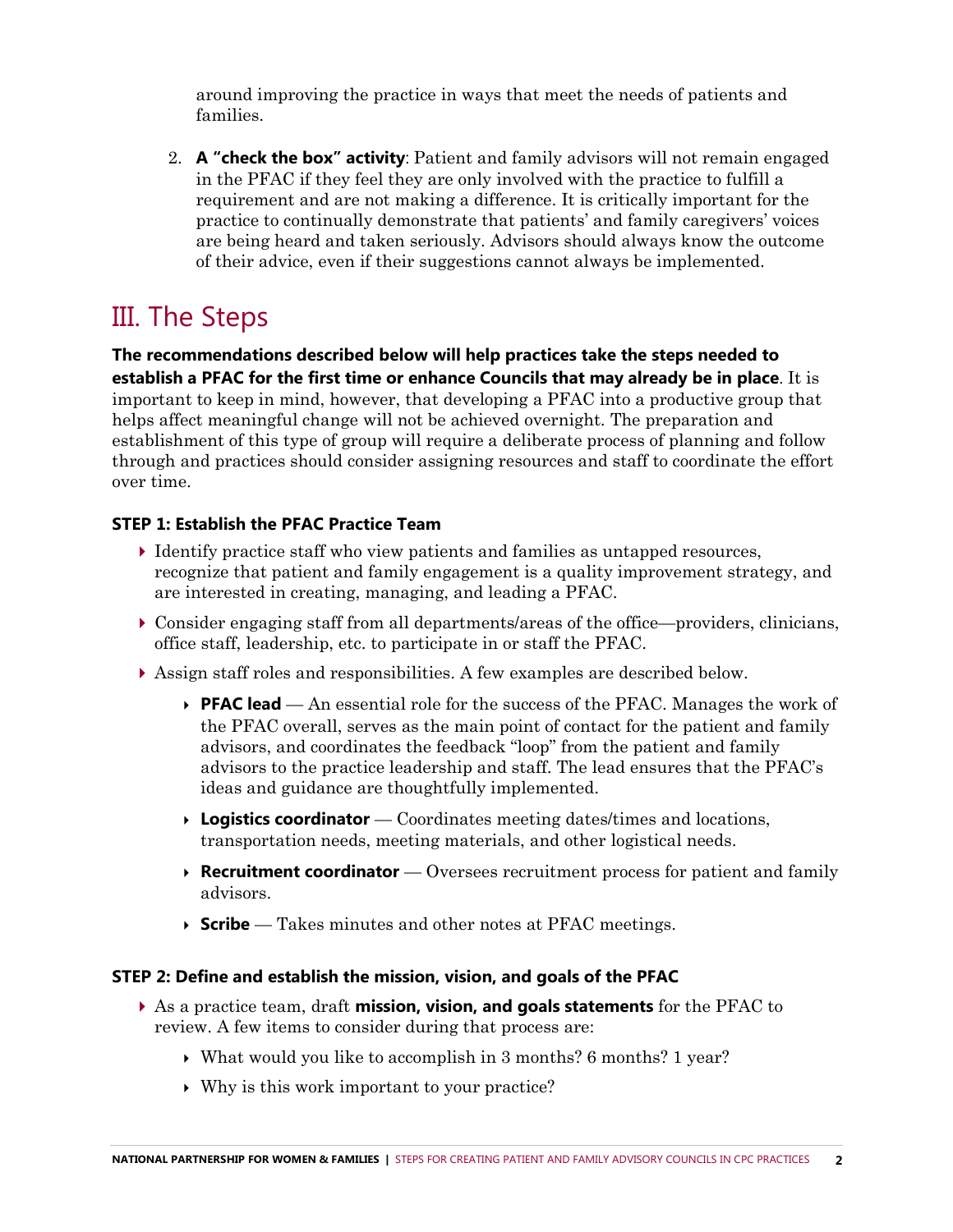around improving the practice in ways that meet the needs of patients and families.

2. **A "check the box" activity**: Patient and family advisors will not remain engaged in the PFAC if they feel they are only involved with the practice to fulfill a requirement and are not making a difference. It is critically important for the practice to continually demonstrate that patients' and family caregivers' voices are being heard and taken seriously. Advisors should always know the outcome of their advice, even if their suggestions cannot always be implemented.

## III. The Steps

**The recommendations described below will help practices take the steps needed to establish a PFAC for the first time or enhance Councils that may already be in place**. It is important to keep in mind, however, that developing a PFAC into a productive group that helps affect meaningful change will not be achieved overnight. The preparation and establishment of this type of group will require a deliberate process of planning and follow through and practices should consider assigning resources and staff to coordinate the effort over time.

### STEP 1: Establish the PFAC Practice Team

- Identify practice staff who view patients and families as untapped resources, recognize that patient and family engagement is a quality improvement strategy, and are interested in creating, managing, and leading a PFAC.
- Consider engaging staff from all departments/areas of the office—providers, clinicians, office staff, leadership, etc. to participate in or staff the PFAC.
- Assign staff roles and responsibilities. A few examples are described below.
  - **PFAC lead** — An essential role for the success of the PFAC. Manages the work of the PFAC overall, serves as the main point of contact for the patient and family advisors, and coordinates the feedback "loop" from the patient and family advisors to the practice leadership and staff. The lead ensures that the PFAC's ideas and guidance are thoughtfully implemented.
  - **Logistics coordinator** — Coordinates meeting dates/times and locations, transportation needs, meeting materials, and other logistical needs.
  - **Recruitment coordinator** — Oversees recruitment process for patient and family advisors.
  - **Scribe** — Takes minutes and other notes at PFAC meetings.

### STEP 2: Define and establish the mission, vision, and goals of the PFAC

- As a practice team, draft **mission, vision, and goals statements** for the PFAC to review. A few items to consider during that process are:
  - What would you like to accomplish in 3 months? 6 months? 1 year?
  - Why is this work important to your practice?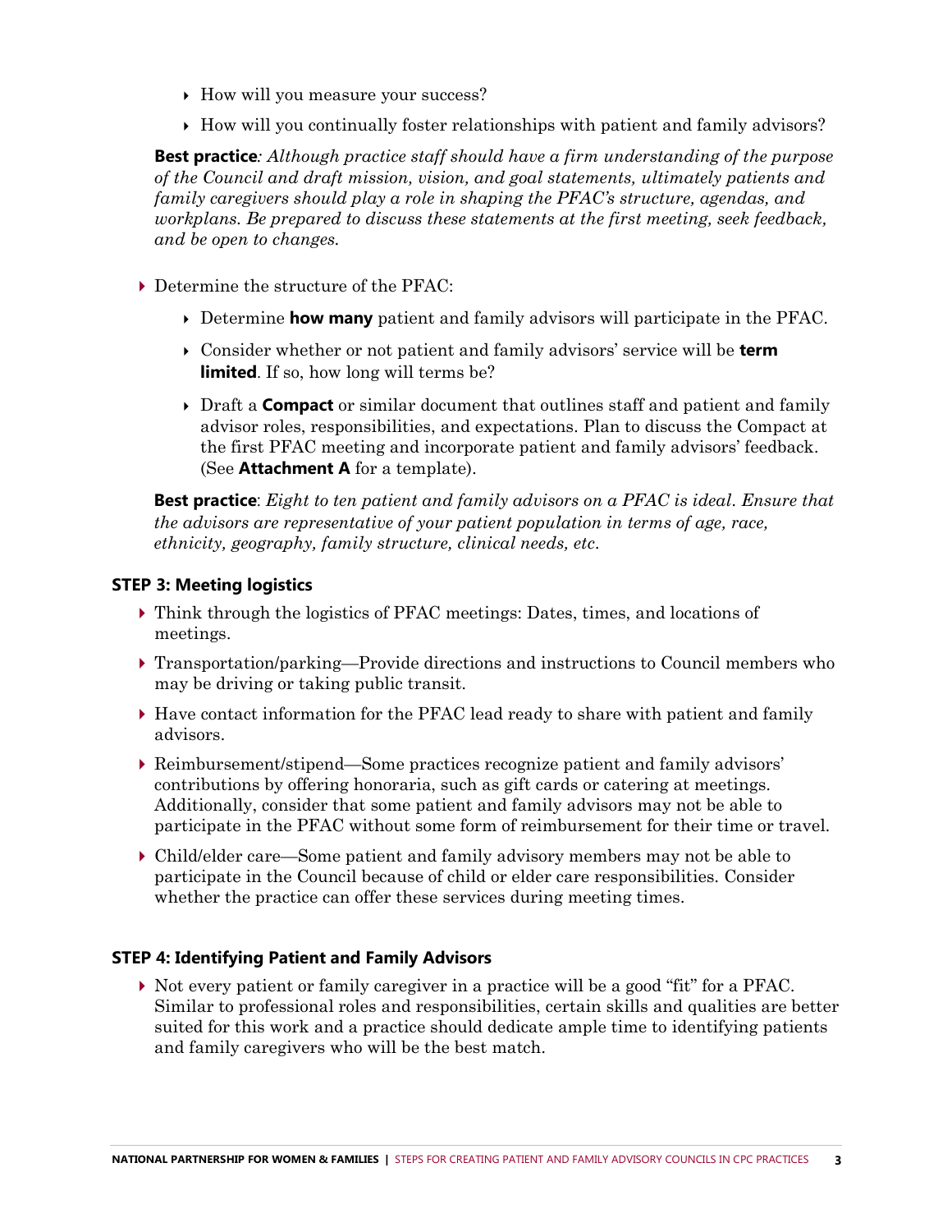- How will you measure your success?
- How will you continually foster relationships with patient and family advisors?

**Best practice***: Although practice staff should have a firm understanding of the purpose of the Council and draft mission, vision, and goal statements, ultimately patients and family caregivers should play a role in shaping the PFAC's structure, agendas, and workplans. Be prepared to discuss these statements at the first meeting, seek feedback, and be open to changes.*

- Determine the structure of the PFAC:
  - Determine **how many** patient and family advisors will participate in the PFAC.
  - Consider whether or not patient and family advisors' service will be **term limited**. If so, how long will terms be?
  - Draft a **Compact** or similar document that outlines staff and patient and family advisor roles, responsibilities, and expectations. Plan to discuss the Compact at the first PFAC meeting and incorporate patient and family advisors' feedback. (See **Attachment A** for a template).

**Best practice**: *Eight to ten patient and family advisors on a PFAC is ideal. Ensure that the advisors are representative of your patient population in terms of age, race, ethnicity, geography, family structure, clinical needs, etc.*

### STEP 3: Meeting logistics

- Think through the logistics of PFAC meetings: Dates, times, and locations of meetings.
- Transportation/parking—Provide directions and instructions to Council members who may be driving or taking public transit.
- Have contact information for the PFAC lead ready to share with patient and family advisors.
- Reimbursement/stipend—Some practices recognize patient and family advisors' contributions by offering honoraria, such as gift cards or catering at meetings. Additionally, consider that some patient and family advisors may not be able to participate in the PFAC without some form of reimbursement for their time or travel.
- Child/elder care—Some patient and family advisory members may not be able to participate in the Council because of child or elder care responsibilities. Consider whether the practice can offer these services during meeting times.

### STEP 4: Identifying Patient and Family Advisors

- Not every patient or family caregiver in a practice will be a good "fit" for a PFAC. Similar to professional roles and responsibilities, certain skills and qualities are better suited for this work and a practice should dedicate ample time to identifying patients and family caregivers who will be the best match.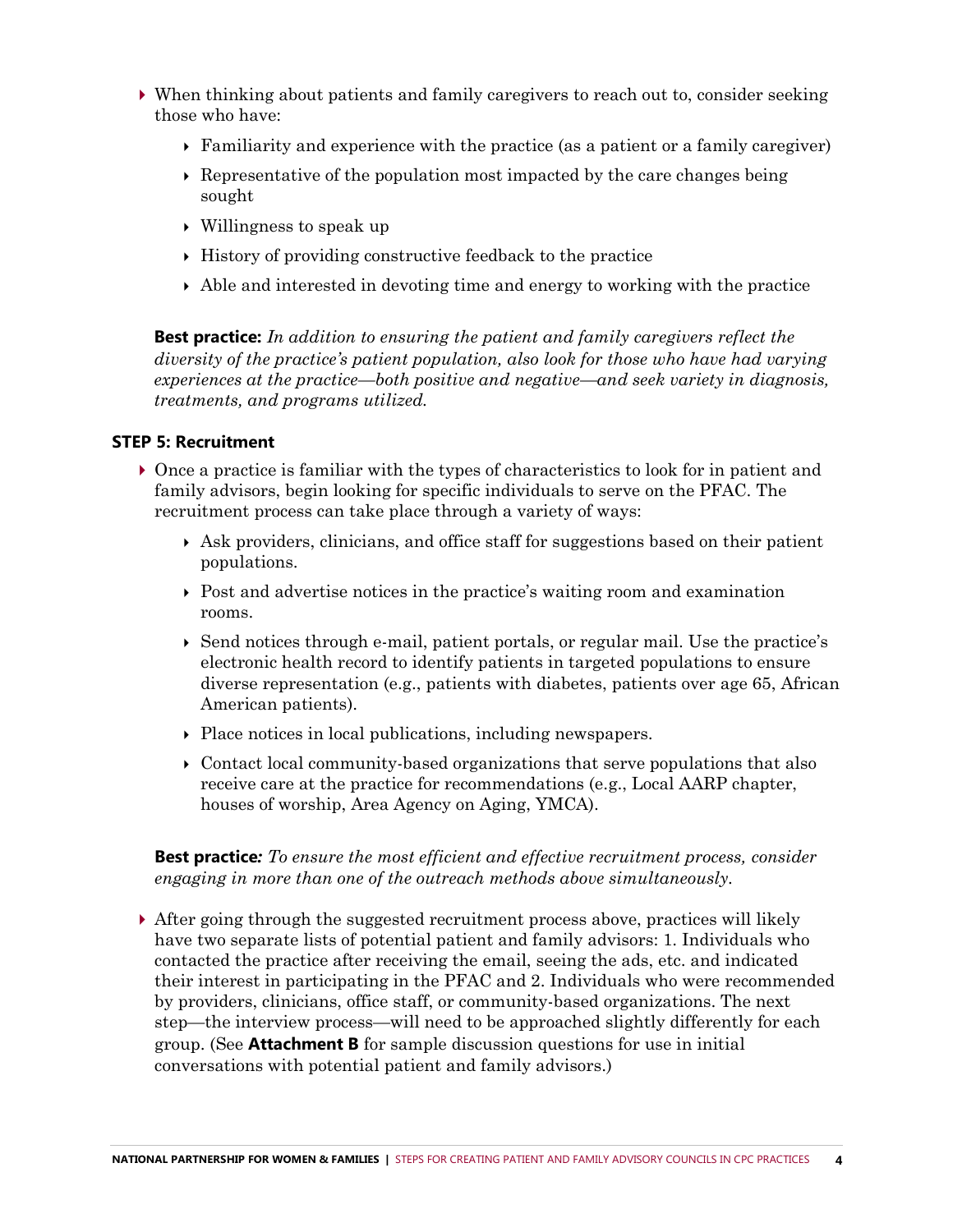- When thinking about patients and family caregivers to reach out to, consider seeking those who have:
  - Familiarity and experience with the practice (as a patient or a family caregiver)
  - Representative of the population most impacted by the care changes being sought
  - Willingness to speak up
  - History of providing constructive feedback to the practice
  - Able and interested in devoting time and energy to working with the practice

**Best practice:** *In addition to ensuring the patient and family caregivers reflect the diversity of the practice's patient population, also look for those who have had varying experiences at the practice—both positive and negative—and seek variety in diagnosis, treatments, and programs utilized.*

### STEP 5: Recruitment

- Once a practice is familiar with the types of characteristics to look for in patient and family advisors, begin looking for specific individuals to serve on the PFAC. The recruitment process can take place through a variety of ways:
  - Ask providers, clinicians, and office staff for suggestions based on their patient populations.
  - Post and advertise notices in the practice's waiting room and examination rooms.
  - Send notices through e-mail, patient portals, or regular mail. Use the practice's electronic health record to identify patients in targeted populations to ensure diverse representation (e.g., patients with diabetes, patients over age 65, African American patients).
  - Place notices in local publications, including newspapers.
  - Contact local community-based organizations that serve populations that also receive care at the practice for recommendations (e.g., Local AARP chapter, houses of worship, Area Agency on Aging, YMCA).

**Best practice***: To ensure the most efficient and effective recruitment process, consider engaging in more than one of the outreach methods above simultaneously.*

- After going through the suggested recruitment process above, practices will likely have two separate lists of potential patient and family advisors: 1. Individuals who contacted the practice after receiving the email, seeing the ads, etc. and indicated their interest in participating in the PFAC and 2. Individuals who were recommended by providers, clinicians, office staff, or community-based organizations. The next step—the interview process—will need to be approached slightly differently for each group. (See **Attachment B** for sample discussion questions for use in initial conversations with potential patient and family advisors.)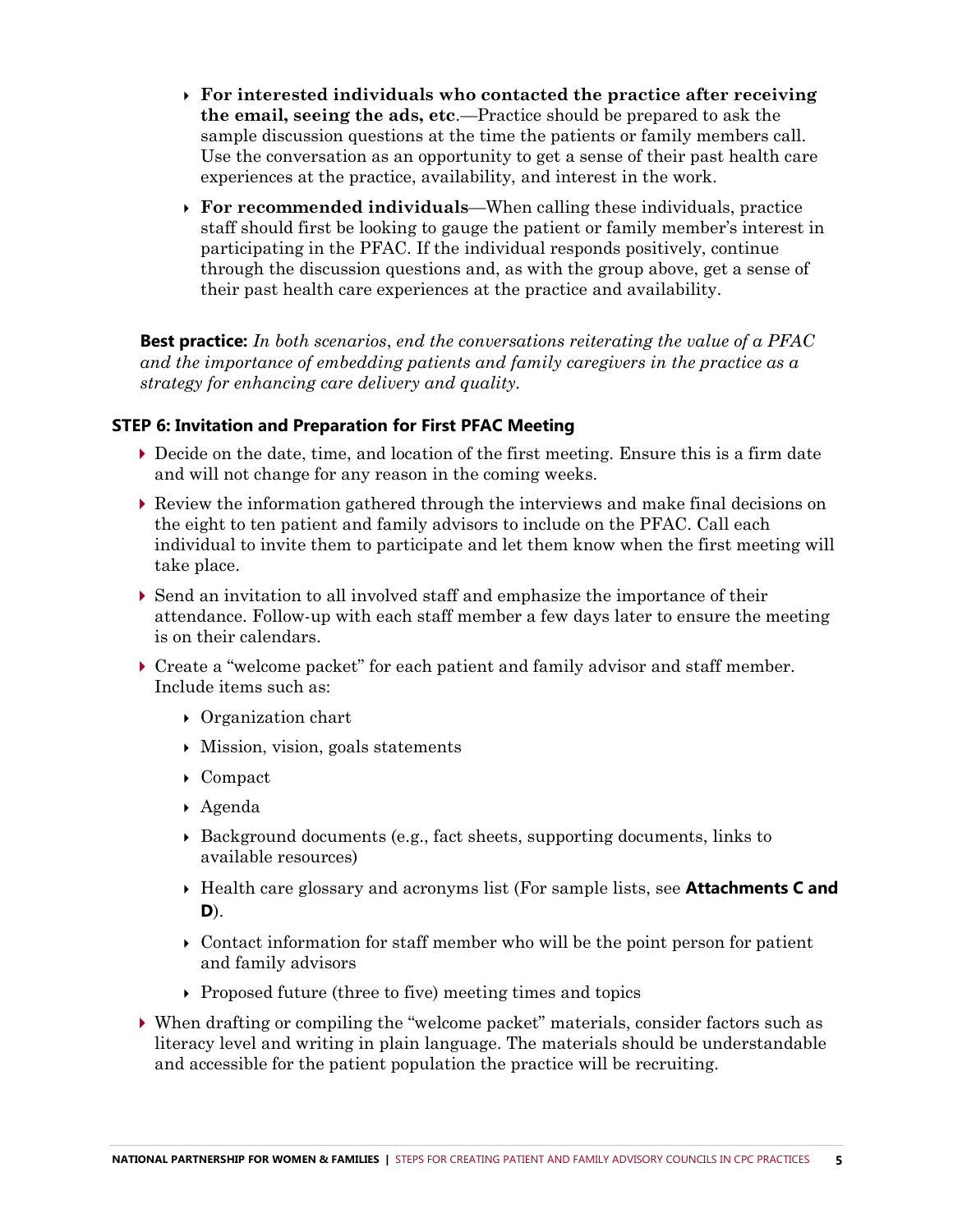- **For interested individuals who contacted the practice after receiving the email, seeing the ads, etc**.—Practice should be prepared to ask the sample discussion questions at the time the patients or family members call. Use the conversation as an opportunity to get a sense of their past health care experiences at the practice, availability, and interest in the work.
- **For recommended individuals**—When calling these individuals, practice staff should first be looking to gauge the patient or family member's interest in participating in the PFAC. If the individual responds positively, continue through the discussion questions and, as with the group above, get a sense of their past health care experiences at the practice and availability.

**Best practice:** *In both scenarios, end the conversations reiterating the value of a PFAC and the importance of embedding patients and family caregivers in the practice as a strategy for enhancing care delivery and quality.*

### STEP 6: Invitation and Preparation for First PFAC Meeting

- Decide on the date, time, and location of the first meeting. Ensure this is a firm date and will not change for any reason in the coming weeks.
- Review the information gathered through the interviews and make final decisions on the eight to ten patient and family advisors to include on the PFAC. Call each individual to invite them to participate and let them know when the first meeting will take place.
- Send an invitation to all involved staff and emphasize the importance of their attendance. Follow-up with each staff member a few days later to ensure the meeting is on their calendars.
- Create a "welcome packet" for each patient and family advisor and staff member. Include items such as:
  - Organization chart
  - Mission, vision, goals statements
  - Compact
  - Agenda
  - Background documents (e.g., fact sheets, supporting documents, links to available resources)
  - Health care glossary and acronyms list (For sample lists, see **Attachments C and D**).
  - Contact information for staff member who will be the point person for patient and family advisors
  - Proposed future (three to five) meeting times and topics
- When drafting or compiling the "welcome packet" materials, consider factors such as literacy level and writing in plain language. The materials should be understandable and accessible for the patient population the practice will be recruiting.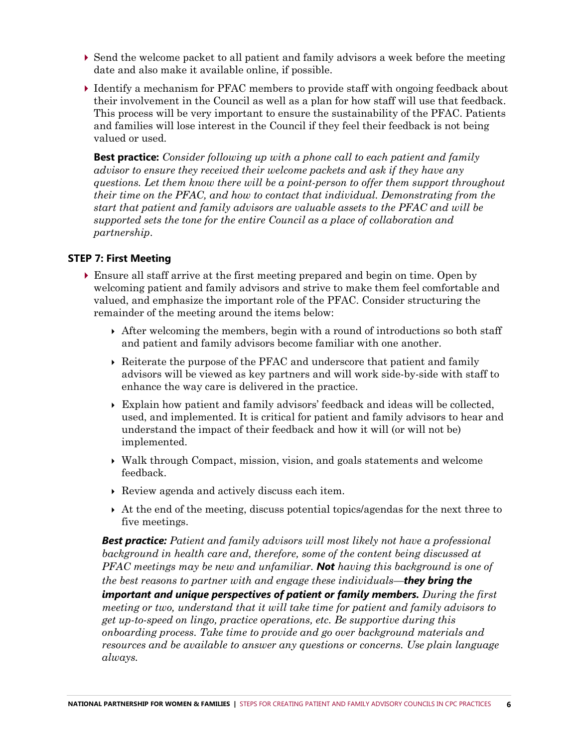- Send the welcome packet to all patient and family advisors a week before the meeting date and also make it available online, if possible.
- Identify a mechanism for PFAC members to provide staff with ongoing feedback about their involvement in the Council as well as a plan for how staff will use that feedback. This process will be very important to ensure the sustainability of the PFAC. Patients and families will lose interest in the Council if they feel their feedback is not being valued or used.

  **Best practice:** *Consider following up with a phone call to each patient and family advisor to ensure they received their welcome packets and ask if they have any questions. Let them know there will be a point-person to offer them support throughout their time on the PFAC, and how to contact that individual. Demonstrating from the start that patient and family advisors are valuable assets to the PFAC and will be supported sets the tone for the entire Council as a place of collaboration and partnership.*

### STEP 7: First Meeting

- Ensure all staff arrive at the first meeting prepared and begin on time. Open by welcoming patient and family advisors and strive to make them feel comfortable and valued, and emphasize the important role of the PFAC. Consider structuring the remainder of the meeting around the items below:
  - After welcoming the members, begin with a round of introductions so both staff and patient and family advisors become familiar with one another.
  - Reiterate the purpose of the PFAC and underscore that patient and family advisors will be viewed as key partners and will work side-by-side with staff to enhance the way care is delivered in the practice.
  - Explain how patient and family advisors' feedback and ideas will be collected, used, and implemented. It is critical for patient and family advisors to hear and understand the impact of their feedback and how it will (or will not be) implemented.
  - Walk through Compact, mission, vision, and goals statements and welcome feedback.
  - Review agenda and actively discuss each item.
  - At the end of the meeting, discuss potential topics/agendas for the next three to five meetings.

  ***Best practice:*** *Patient and family advisors will most likely not have a professional background in health care and, therefore, some of the content being discussed at PFAC meetings may be new and unfamiliar.* ***Not*** *having this background is one of the best reasons to partner with and engage these individuals—* ***they bring the important and unique perspectives of patient or family members.*** *During the first meeting or two, understand that it will take time for patient and family advisors to get up-to-speed on lingo, practice operations, etc. Be supportive during this onboarding process. Take time to provide and go over background materials and resources and be available to answer any questions or concerns. Use plain language always.*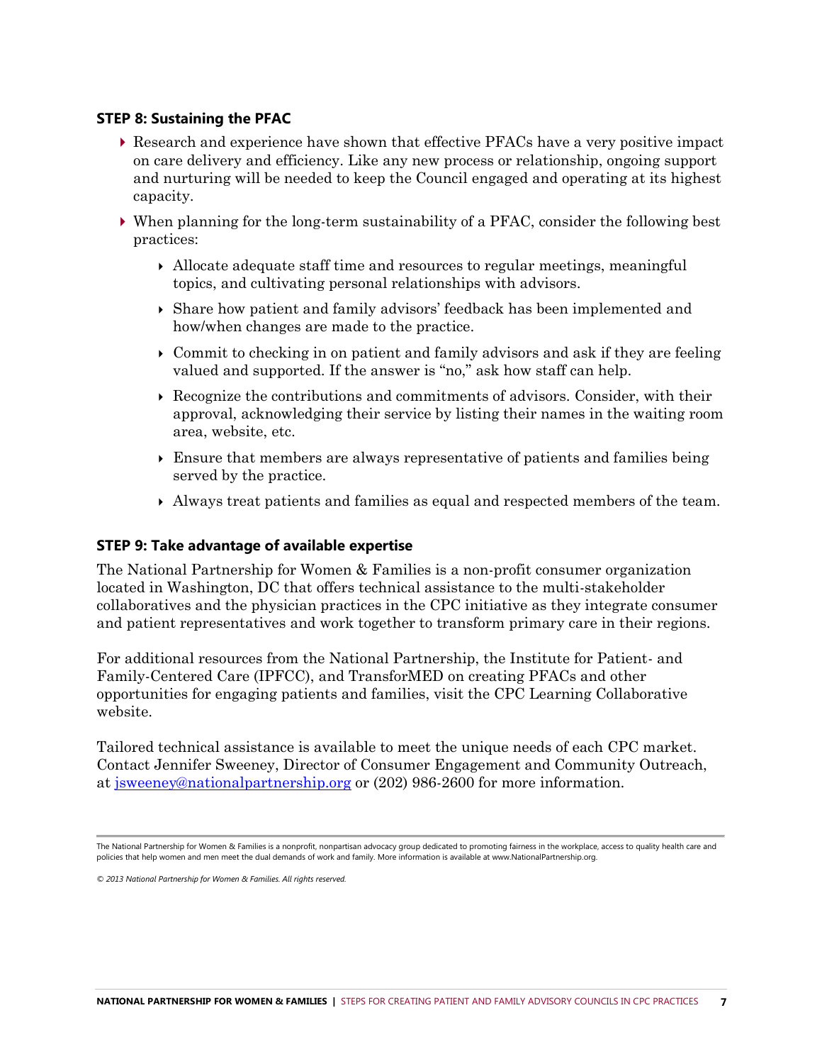### STEP 8: Sustaining the PFAC

- Research and experience have shown that effective PFACs have a very positive impact on care delivery and efficiency. Like any new process or relationship, ongoing support and nurturing will be needed to keep the Council engaged and operating at its highest capacity.
- When planning for the long-term sustainability of a PFAC, consider the following best practices:
  - Allocate adequate staff time and resources to regular meetings, meaningful topics, and cultivating personal relationships with advisors.
  - Share how patient and family advisors' feedback has been implemented and how/when changes are made to the practice.
  - Commit to checking in on patient and family advisors and ask if they are feeling valued and supported. If the answer is "no," ask how staff can help.
  - Recognize the contributions and commitments of advisors. Consider, with their approval, acknowledging their service by listing their names in the waiting room area, website, etc.
  - Ensure that members are always representative of patients and families being served by the practice.
  - Always treat patients and families as equal and respected members of the team.

### STEP 9: Take advantage of available expertise

The National Partnership for Women & Families is a non-profit consumer organization located in Washington, DC that offers technical assistance to the multi-stakeholder collaboratives and the physician practices in the CPC initiative as they integrate consumer and patient representatives and work together to transform primary care in their regions.

For additional resources from the National Partnership, the Institute for Patient- and Family-Centered Care (IPFCC), and TransforMED on creating PFACs and other opportunities for engaging patients and families, visit the CPC Learning Collaborative website.

Tailored technical assistance is available to meet the unique needs of each CPC market. Contact Jennifer Sweeney, Director of Consumer Engagement and Community Outreach, at jsweeney@nationalpartnership.org or (202) 986-2600 for more information.

---

The National Partnership for Women & Families is a nonprofit, nonpartisan advocacy group dedicated to promoting fairness in the workplace, access to quality health care and policies that help women and men meet the dual demands of work and family. More information is available at www.NationalPartnership.org.

*© 2013 National Partnership for Women & Families. All rights reserved.*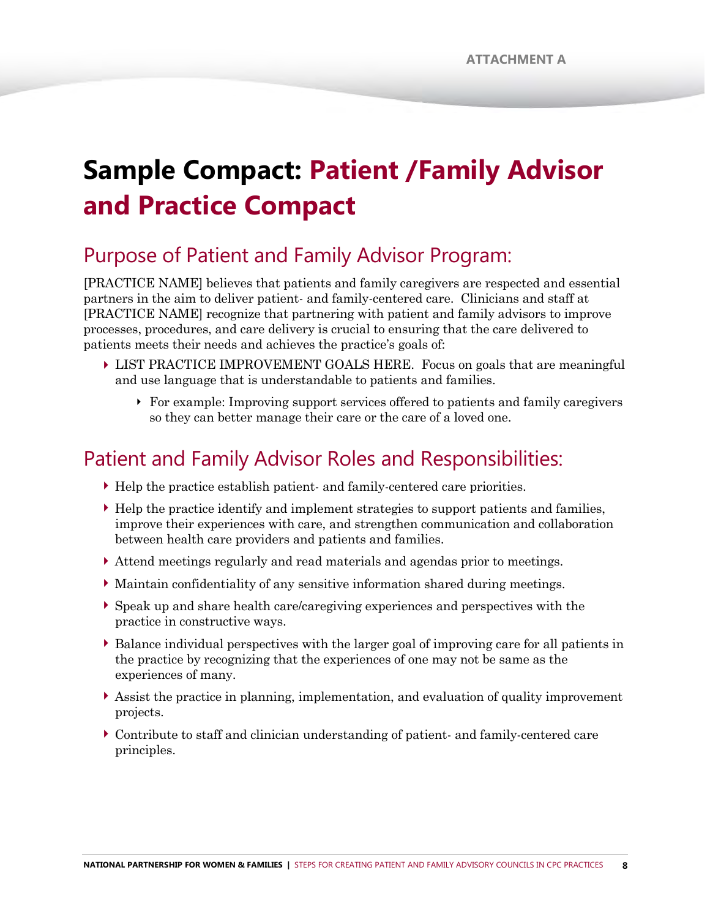# Sample Compact: Patient /Family Advisor and Practice Compact

## Purpose of Patient and Family Advisor Program:

[PRACTICE NAME] believes that patients and family caregivers are respected and essential partners in the aim to deliver patient- and family-centered care. Clinicians and staff at [PRACTICE NAME] recognize that partnering with patient and family advisors to improve processes, procedures, and care delivery is crucial to ensuring that the care delivered to patients meets their needs and achieves the practice's goals of:

- LIST PRACTICE IMPROVEMENT GOALS HERE. Focus on goals that are meaningful and use language that is understandable to patients and families.
  - For example: Improving support services offered to patients and family caregivers so they can better manage their care or the care of a loved one.

## Patient and Family Advisor Roles and Responsibilities:

- Help the practice establish patient- and family-centered care priorities.
- Help the practice identify and implement strategies to support patients and families, improve their experiences with care, and strengthen communication and collaboration between health care providers and patients and families.
- Attend meetings regularly and read materials and agendas prior to meetings.
- Maintain confidentiality of any sensitive information shared during meetings.
- Speak up and share health care/caregiving experiences and perspectives with the practice in constructive ways.
- Balance individual perspectives with the larger goal of improving care for all patients in the practice by recognizing that the experiences of one may not be same as the experiences of many.
- Assist the practice in planning, implementation, and evaluation of quality improvement projects.
- Contribute to staff and clinician understanding of patient- and family-centered care principles.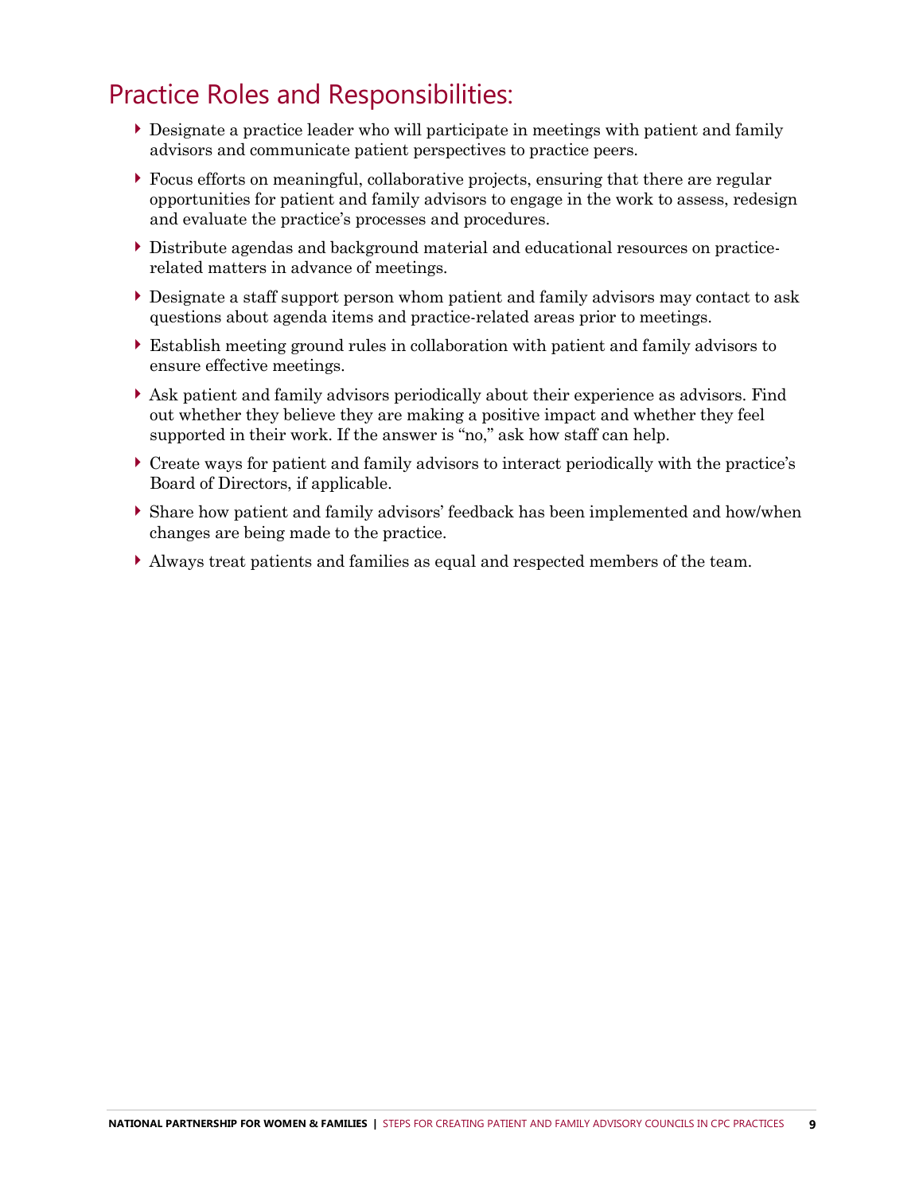## Practice Roles and Responsibilities:

- Designate a practice leader who will participate in meetings with patient and family advisors and communicate patient perspectives to practice peers.
- Focus efforts on meaningful, collaborative projects, ensuring that there are regular opportunities for patient and family advisors to engage in the work to assess, redesign and evaluate the practice's processes and procedures.
- Distribute agendas and background material and educational resources on practice-related matters in advance of meetings.
- Designate a staff support person whom patient and family advisors may contact to ask questions about agenda items and practice-related areas prior to meetings.
- Establish meeting ground rules in collaboration with patient and family advisors to ensure effective meetings.
- Ask patient and family advisors periodically about their experience as advisors. Find out whether they believe they are making a positive impact and whether they feel supported in their work. If the answer is "no," ask how staff can help.
- Create ways for patient and family advisors to interact periodically with the practice's Board of Directors, if applicable.
- Share how patient and family advisors' feedback has been implemented and how/when changes are being made to the practice.
- Always treat patients and families as equal and respected members of the team.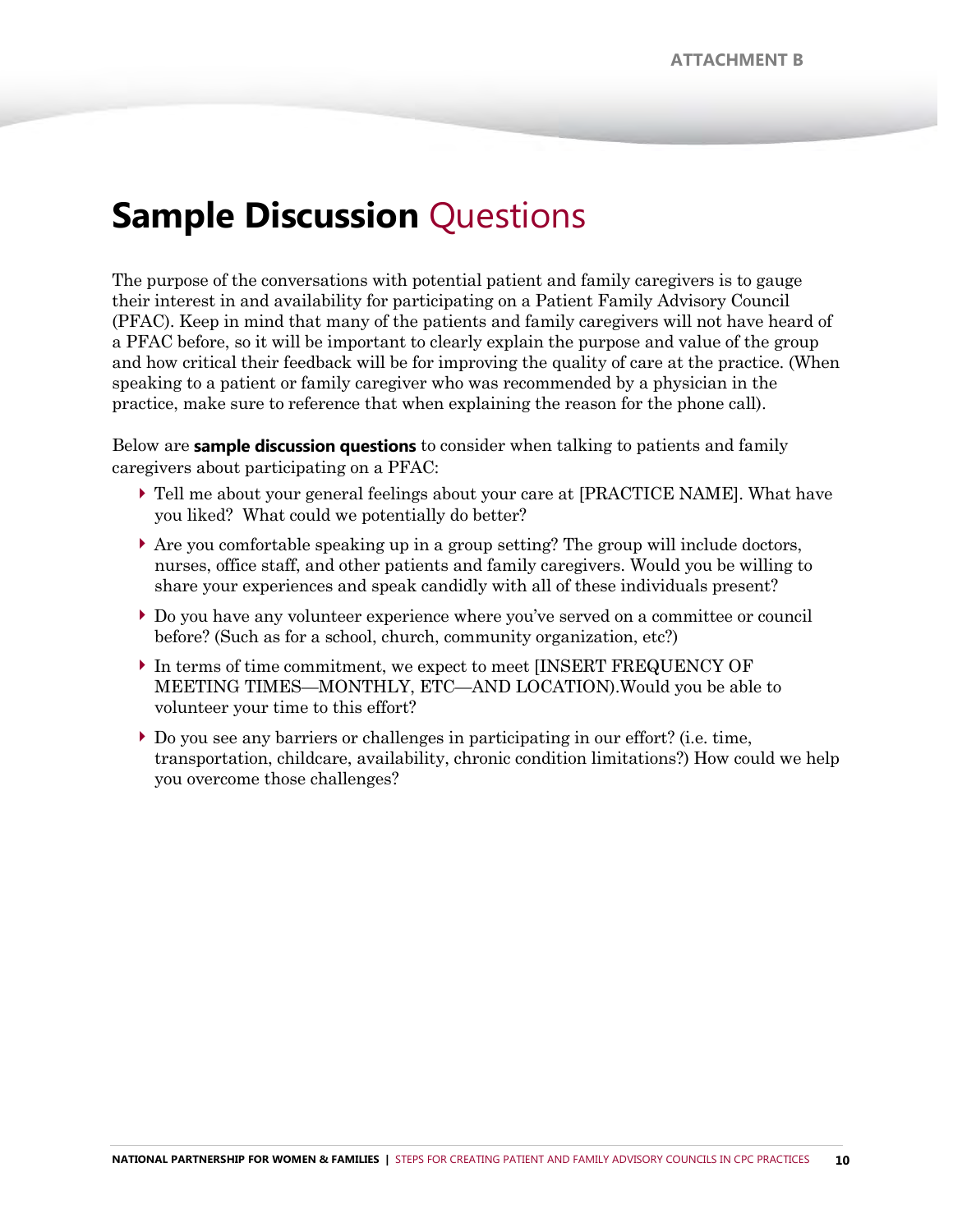ATTACHMENT B

# Sample Discussion Questions

The purpose of the conversations with potential patient and family caregivers is to gauge their interest in and availability for participating on a Patient Family Advisory Council (PFAC). Keep in mind that many of the patients and family caregivers will not have heard of a PFAC before, so it will be important to clearly explain the purpose and value of the group and how critical their feedback will be for improving the quality of care at the practice. (When speaking to a patient or family caregiver who was recommended by a physician in the practice, make sure to reference that when explaining the reason for the phone call).

Below are **sample discussion questions** to consider when talking to patients and family caregivers about participating on a PFAC:

- Tell me about your general feelings about your care at [PRACTICE NAME]. What have you liked? What could we potentially do better?
- Are you comfortable speaking up in a group setting? The group will include doctors, nurses, office staff, and other patients and family caregivers. Would you be willing to share your experiences and speak candidly with all of these individuals present?
- Do you have any volunteer experience where you've served on a committee or council before? (Such as for a school, church, community organization, etc?)
- In terms of time commitment, we expect to meet [INSERT FREQUENCY OF MEETING TIMES—MONTHLY, ETC—AND LOCATION).Would you be able to volunteer your time to this effort?
- Do you see any barriers or challenges in participating in our effort? (i.e. time, transportation, childcare, availability, chronic condition limitations?) How could we help you overcome those challenges?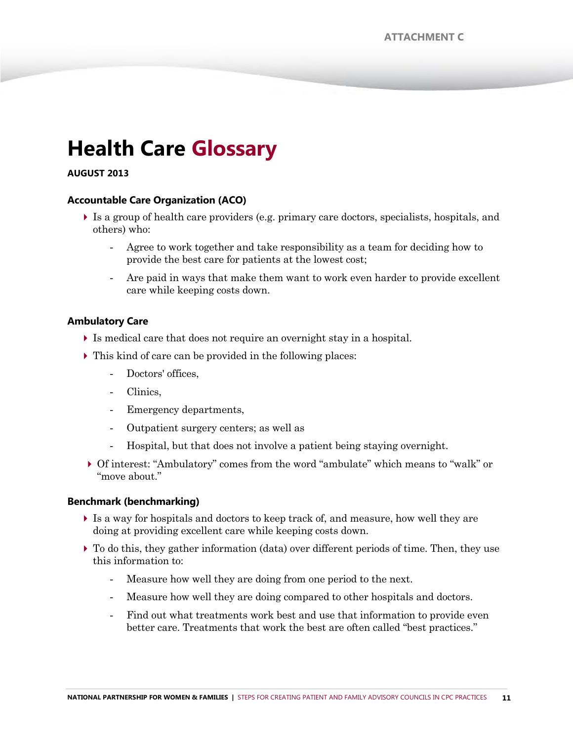ATTACHMENT C

# Health Care Glossary

**AUGUST 2013**

### Accountable Care Organization (ACO)

- Is a group of health care providers (e.g. primary care doctors, specialists, hospitals, and others) who:
  - Agree to work together and take responsibility as a team for deciding how to provide the best care for patients at the lowest cost;
  - Are paid in ways that make them want to work even harder to provide excellent care while keeping costs down.

### Ambulatory Care

- Is medical care that does not require an overnight stay in a hospital.
- This kind of care can be provided in the following places:
  - Doctors' offices,
  - Clinics,
  - Emergency departments,
  - Outpatient surgery centers; as well as
  - Hospital, but that does not involve a patient being staying overnight.
- Of interest: "Ambulatory" comes from the word "ambulate" which means to "walk" or "move about."

### Benchmark (benchmarking)

- Is a way for hospitals and doctors to keep track of, and measure, how well they are doing at providing excellent care while keeping costs down.
- To do this, they gather information (data) over different periods of time. Then, they use this information to:
  - Measure how well they are doing from one period to the next.
  - Measure how well they are doing compared to other hospitals and doctors.
  - Find out what treatments work best and use that information to provide even better care. Treatments that work the best are often called "best practices."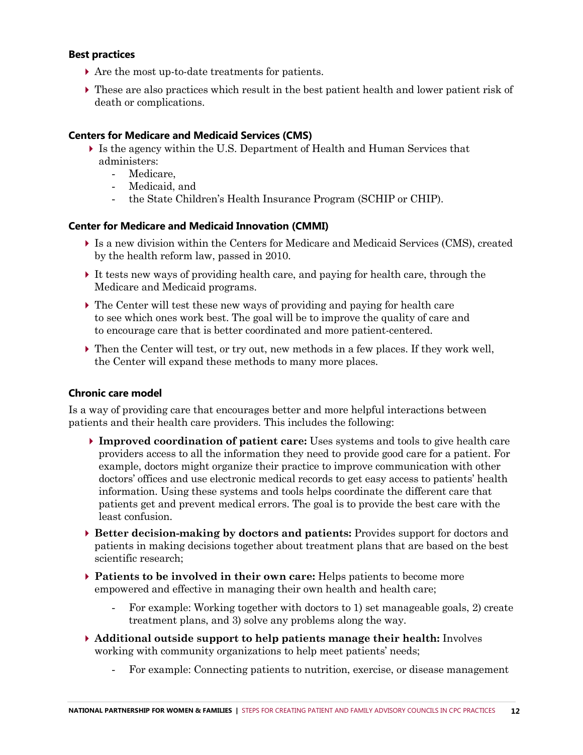### Best practices

- Are the most up-to-date treatments for patients.
- These are also practices which result in the best patient health and lower patient risk of death or complications.

### Centers for Medicare and Medicaid Services (CMS)

- Is the agency within the U.S. Department of Health and Human Services that administers:
  - Medicare,
  - Medicaid, and
  - the State Children's Health Insurance Program (SCHIP or CHIP).

### Center for Medicare and Medicaid Innovation (CMMI)

- Is a new division within the Centers for Medicare and Medicaid Services (CMS), created by the health reform law, passed in 2010.
- It tests new ways of providing health care, and paying for health care, through the Medicare and Medicaid programs.
- The Center will test these new ways of providing and paying for health care to see which ones work best. The goal will be to improve the quality of care and to encourage care that is better coordinated and more patient-centered.
- Then the Center will test, or try out, new methods in a few places. If they work well, the Center will expand these methods to many more places.

### Chronic care model

Is a way of providing care that encourages better and more helpful interactions between patients and their health care providers. This includes the following:

- **Improved coordination of patient care:** Uses systems and tools to give health care providers access to all the information they need to provide good care for a patient. For example, doctors might organize their practice to improve communication with other doctors' offices and use electronic medical records to get easy access to patients' health information. Using these systems and tools helps coordinate the different care that patients get and prevent medical errors. The goal is to provide the best care with the least confusion.
- **Better decision-making by doctors and patients:** Provides support for doctors and patients in making decisions together about treatment plans that are based on the best scientific research;
- **Patients to be involved in their own care:** Helps patients to become more empowered and effective in managing their own health and health care;
  - For example: Working together with doctors to 1) set manageable goals, 2) create treatment plans, and 3) solve any problems along the way.
- **Additional outside support to help patients manage their health:** Involves working with community organizations to help meet patients' needs;
  - For example: Connecting patients to nutrition, exercise, or disease management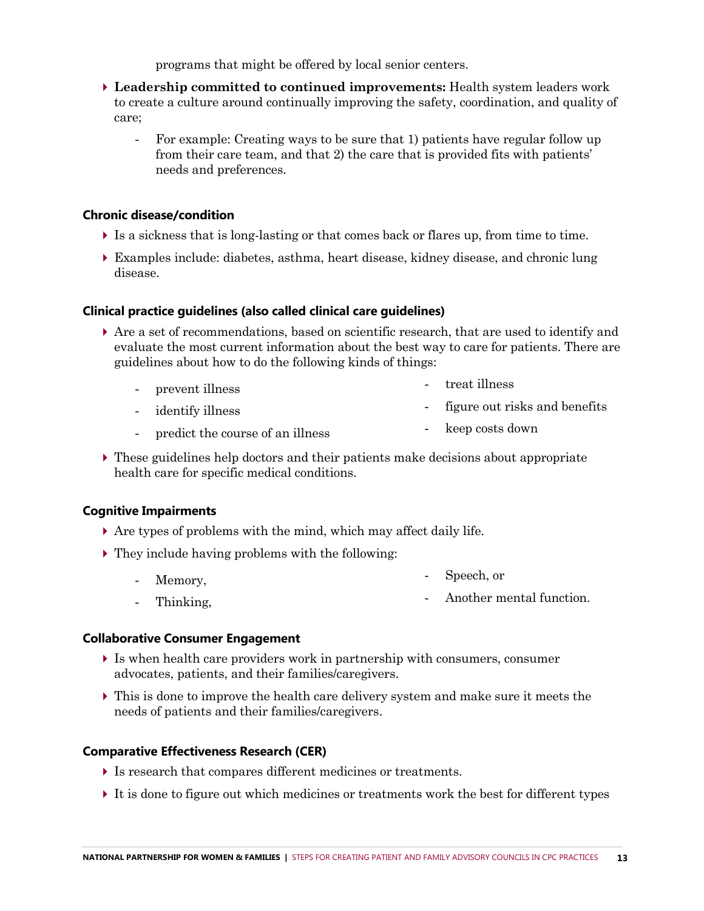programs that might be offered by local senior centers.

- **Leadership committed to continued improvements:** Health system leaders work to create a culture around continually improving the safety, coordination, and quality of care;
  - For example: Creating ways to be sure that 1) patients have regular follow up from their care team, and that 2) the care that is provided fits with patients' needs and preferences.

### Chronic disease/condition

- Is a sickness that is long-lasting or that comes back or flares up, from time to time.
- Examples include: diabetes, asthma, heart disease, kidney disease, and chronic lung disease.

### Clinical practice guidelines (also called clinical care guidelines)

- Are a set of recommendations, based on scientific research, that are used to identify and evaluate the most current information about the best way to care for patients. There are guidelines about how to do the following kinds of things:
  - prevent illness
  - identify illness
  - predict the course of an illness
  - treat illness
  - figure out risks and benefits
  - keep costs down
- These guidelines help doctors and their patients make decisions about appropriate health care for specific medical conditions.

### Cognitive Impairments

- Are types of problems with the mind, which may affect daily life.
- They include having problems with the following:
  - Memory,
  - Thinking,
  - Speech, or
  - Another mental function.

### Collaborative Consumer Engagement

- Is when health care providers work in partnership with consumers, consumer advocates, patients, and their families/caregivers.
- This is done to improve the health care delivery system and make sure it meets the needs of patients and their families/caregivers.

### Comparative Effectiveness Research (CER)

- Is research that compares different medicines or treatments.
- It is done to figure out which medicines or treatments work the best for different types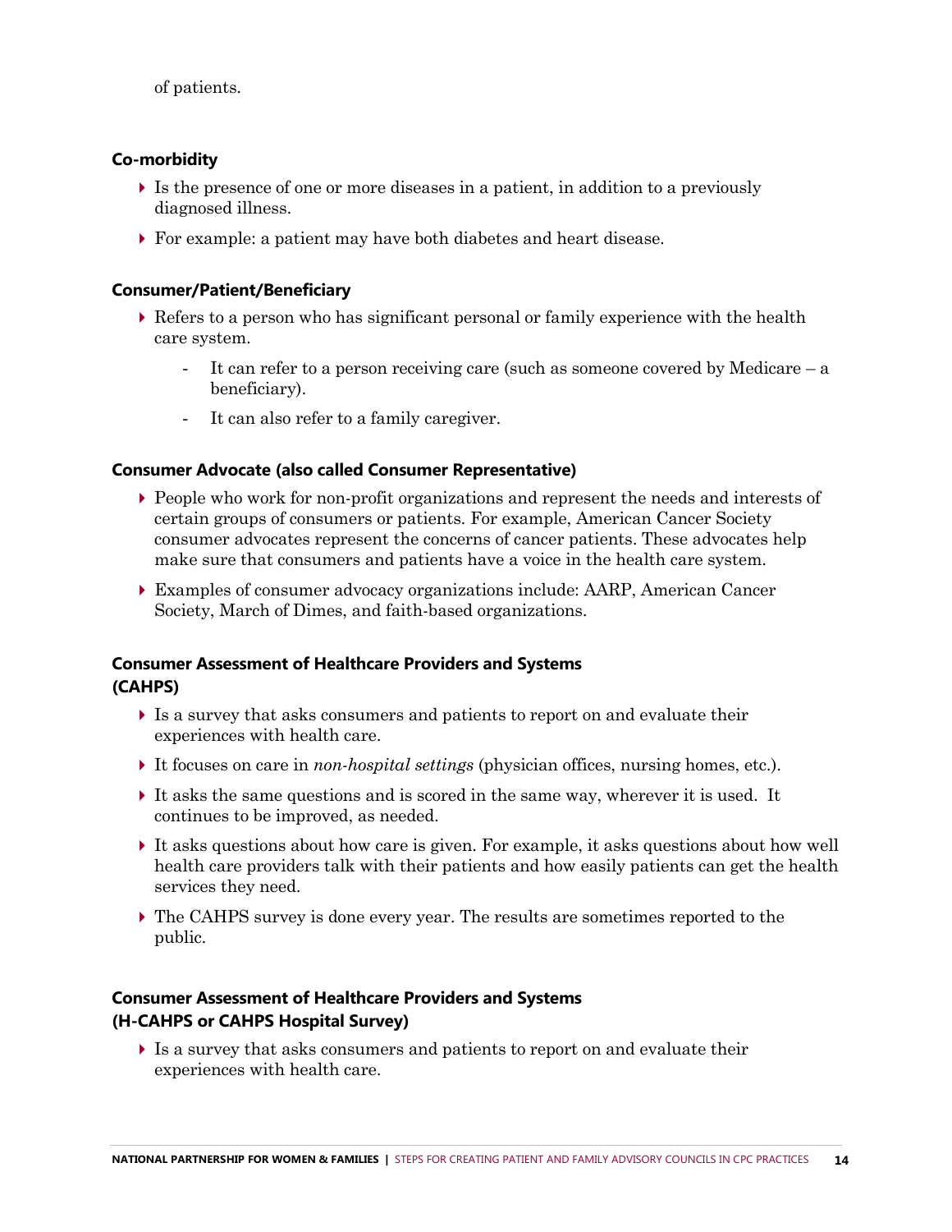of patients.

### Co-morbidity

- Is the presence of one or more diseases in a patient, in addition to a previously diagnosed illness.
- For example: a patient may have both diabetes and heart disease.

### Consumer/Patient/Beneficiary

- Refers to a person who has significant personal or family experience with the health care system.
  - It can refer to a person receiving care (such as someone covered by Medicare – a beneficiary).
  - It can also refer to a family caregiver.

### Consumer Advocate (also called Consumer Representative)

- People who work for non-profit organizations and represent the needs and interests of certain groups of consumers or patients. For example, American Cancer Society consumer advocates represent the concerns of cancer patients. These advocates help make sure that consumers and patients have a voice in the health care system.
- Examples of consumer advocacy organizations include: AARP, American Cancer Society, March of Dimes, and faith-based organizations.

### Consumer Assessment of Healthcare Providers and Systems (CAHPS)

- Is a survey that asks consumers and patients to report on and evaluate their experiences with health care.
- It focuses on care in *non-hospital settings* (physician offices, nursing homes, etc.).
- It asks the same questions and is scored in the same way, wherever it is used. It continues to be improved, as needed.
- It asks questions about how care is given. For example, it asks questions about how well health care providers talk with their patients and how easily patients can get the health services they need.
- The CAHPS survey is done every year. The results are sometimes reported to the public.

### Consumer Assessment of Healthcare Providers and Systems (H-CAHPS or CAHPS Hospital Survey)

- Is a survey that asks consumers and patients to report on and evaluate their experiences with health care.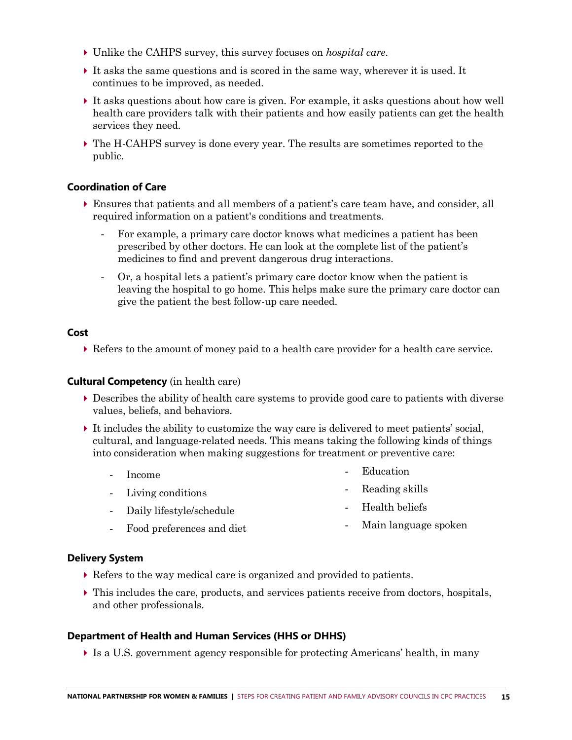- Unlike the CAHPS survey, this survey focuses on *hospital care*.
- It asks the same questions and is scored in the same way, wherever it is used. It continues to be improved, as needed.
- It asks questions about how care is given. For example, it asks questions about how well health care providers talk with their patients and how easily patients can get the health services they need.
- The H-CAHPS survey is done every year. The results are sometimes reported to the public.

### Coordination of Care

- Ensures that patients and all members of a patient's care team have, and consider, all required information on a patient's conditions and treatments.
  - For example, a primary care doctor knows what medicines a patient has been prescribed by other doctors. He can look at the complete list of the patient's medicines to find and prevent dangerous drug interactions.
  - Or, a hospital lets a patient's primary care doctor know when the patient is leaving the hospital to go home. This helps make sure the primary care doctor can give the patient the best follow-up care needed.

### Cost

- Refers to the amount of money paid to a health care provider for a health care service.

### Cultural Competency (in health care)

- Describes the ability of health care systems to provide good care to patients with diverse values, beliefs, and behaviors.
- It includes the ability to customize the way care is delivered to meet patients' social, cultural, and language-related needs. This means taking the following kinds of things into consideration when making suggestions for treatment or preventive care:
  - Income
  - Living conditions
  - Daily lifestyle/schedule
  - Food preferences and diet
  - Education
  - Reading skills
  - Health beliefs
  - Main language spoken

### Delivery System

- Refers to the way medical care is organized and provided to patients.
- This includes the care, products, and services patients receive from doctors, hospitals, and other professionals.

### Department of Health and Human Services (HHS or DHHS)

- Is a U.S. government agency responsible for protecting Americans' health, in many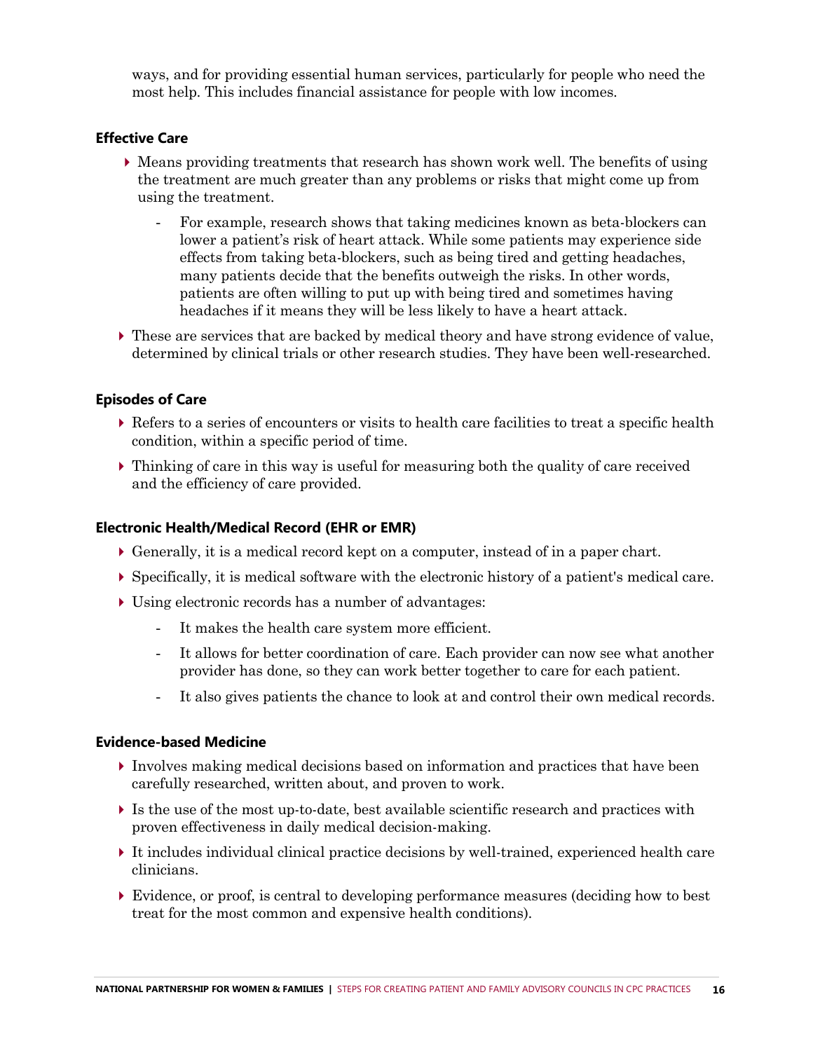ways, and for providing essential human services, particularly for people who need the most help. This includes financial assistance for people with low incomes.

### Effective Care

- Means providing treatments that research has shown work well. The benefits of using the treatment are much greater than any problems or risks that might come up from using the treatment.
    - For example, research shows that taking medicines known as beta-blockers can lower a patient's risk of heart attack. While some patients may experience side effects from taking beta-blockers, such as being tired and getting headaches, many patients decide that the benefits outweigh the risks. In other words, patients are often willing to put up with being tired and sometimes having headaches if it means they will be less likely to have a heart attack.
- These are services that are backed by medical theory and have strong evidence of value, determined by clinical trials or other research studies. They have been well-researched.

### Episodes of Care

- Refers to a series of encounters or visits to health care facilities to treat a specific health condition, within a specific period of time.
- Thinking of care in this way is useful for measuring both the quality of care received and the efficiency of care provided.

### Electronic Health/Medical Record (EHR or EMR)

- Generally, it is a medical record kept on a computer, instead of in a paper chart.
- Specifically, it is medical software with the electronic history of a patient's medical care.
- Using electronic records has a number of advantages:
    - It makes the health care system more efficient.
    - It allows for better coordination of care. Each provider can now see what another provider has done, so they can work better together to care for each patient.
    - It also gives patients the chance to look at and control their own medical records.

### Evidence-based Medicine

- Involves making medical decisions based on information and practices that have been carefully researched, written about, and proven to work.
- Is the use of the most up-to-date, best available scientific research and practices with proven effectiveness in daily medical decision-making.
- It includes individual clinical practice decisions by well-trained, experienced health care clinicians.
- Evidence, or proof, is central to developing performance measures (deciding how to best treat for the most common and expensive health conditions).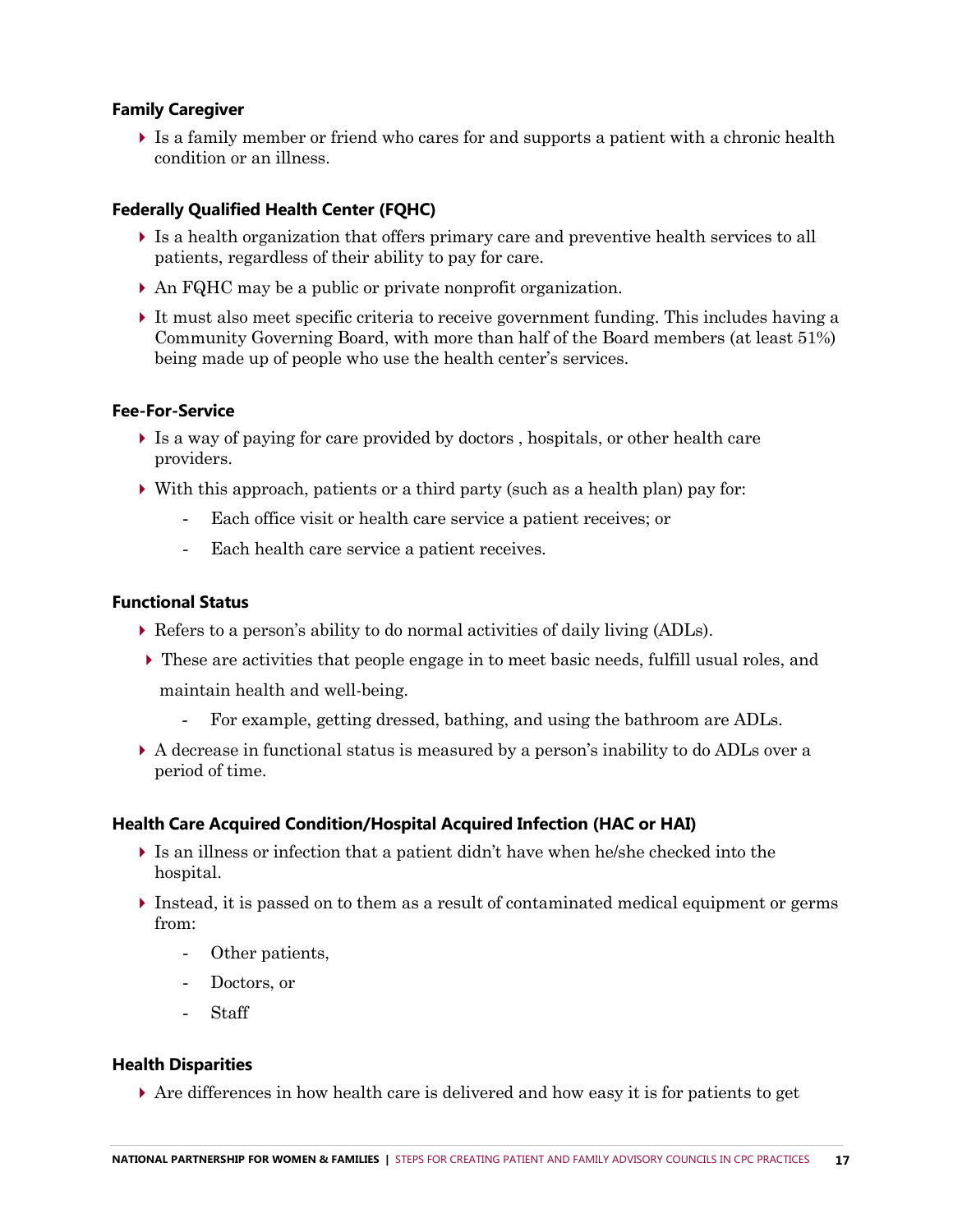#### Family Caregiver

- Is a family member or friend who cares for and supports a patient with a chronic health condition or an illness.

#### Federally Qualified Health Center (FQHC)

- Is a health organization that offers primary care and preventive health services to all patients, regardless of their ability to pay for care.
- An FQHC may be a public or private nonprofit organization.
- It must also meet specific criteria to receive government funding. This includes having a Community Governing Board, with more than half of the Board members (at least 51%) being made up of people who use the health center's services.

#### Fee-For-Service

- Is a way of paying for care provided by doctors , hospitals, or other health care providers.
- With this approach, patients or a third party (such as a health plan) pay for:
  - Each office visit or health care service a patient receives; or
  - Each health care service a patient receives.

#### Functional Status

- Refers to a person's ability to do normal activities of daily living (ADLs).
- These are activities that people engage in to meet basic needs, fulfill usual roles, and maintain health and well-being.
  - For example, getting dressed, bathing, and using the bathroom are ADLs.
- A decrease in functional status is measured by a person's inability to do ADLs over a period of time.

#### Health Care Acquired Condition/Hospital Acquired Infection (HAC or HAI)

- Is an illness or infection that a patient didn't have when he/she checked into the hospital.
- Instead, it is passed on to them as a result of contaminated medical equipment or germs from:
  - Other patients,
  - Doctors, or
  - Staff

#### Health Disparities

- Are differences in how health care is delivered and how easy it is for patients to get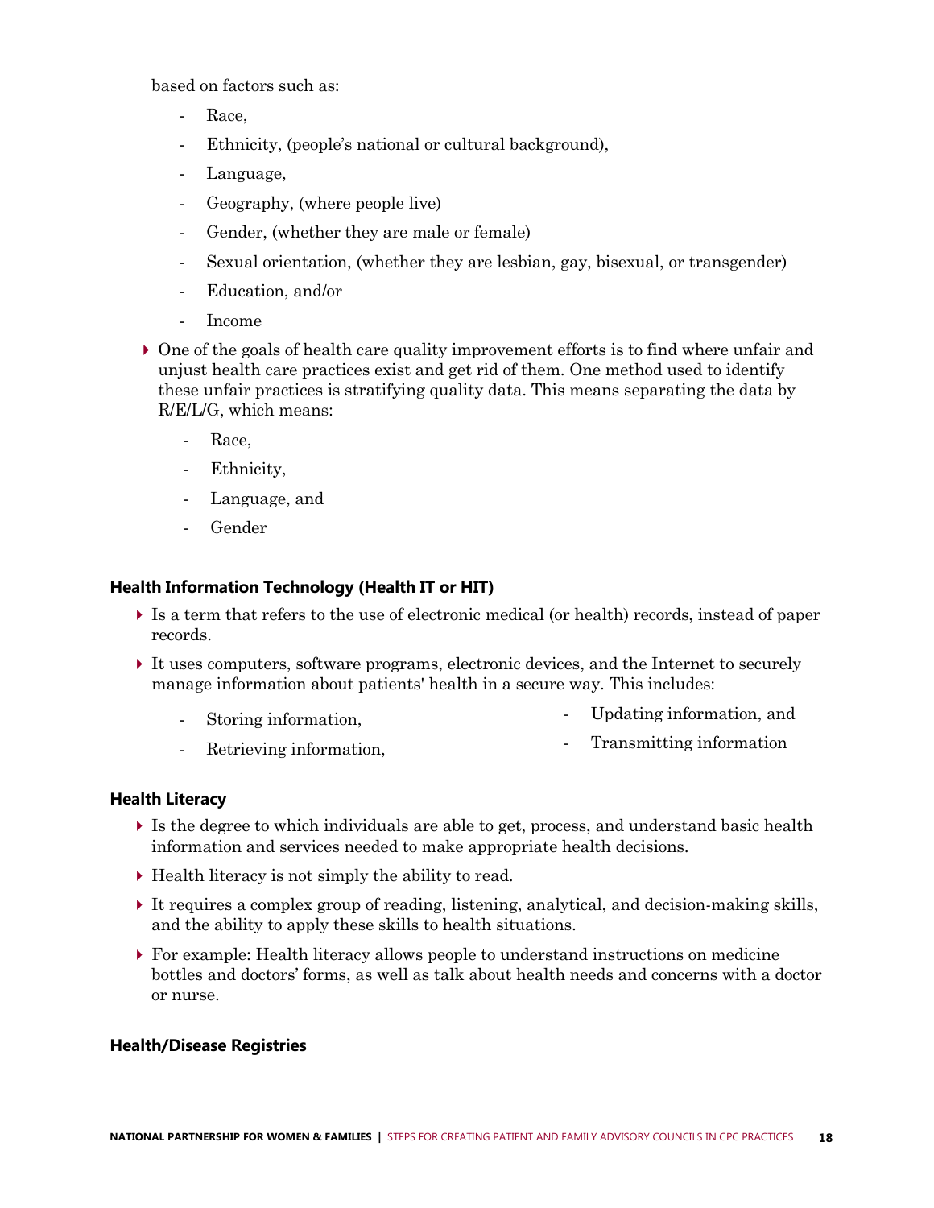based on factors such as:

- Race,
- Ethnicity, (people's national or cultural background),
- Language,
- Geography, (where people live)
- Gender, (whether they are male or female)
- Sexual orientation, (whether they are lesbian, gay, bisexual, or transgender)
- Education, and/or
- Income

- One of the goals of health care quality improvement efforts is to find where unfair and unjust health care practices exist and get rid of them. One method used to identify these unfair practices is stratifying quality data. This means separating the data by R/E/L/G, which means:
  - Race,
  - Ethnicity,
  - Language, and
  - Gender

### Health Information Technology (Health IT or HIT)

- Is a term that refers to the use of electronic medical (or health) records, instead of paper records.
- It uses computers, software programs, electronic devices, and the Internet to securely manage information about patients' health in a secure way. This includes:
  - Storing information,
  - Retrieving information,
  - Updating information, and
  - Transmitting information

### Health Literacy

- Is the degree to which individuals are able to get, process, and understand basic health information and services needed to make appropriate health decisions.
- Health literacy is not simply the ability to read.
- It requires a complex group of reading, listening, analytical, and decision-making skills, and the ability to apply these skills to health situations.
- For example: Health literacy allows people to understand instructions on medicine bottles and doctors' forms, as well as talk about health needs and concerns with a doctor or nurse.

### Health/Disease Registries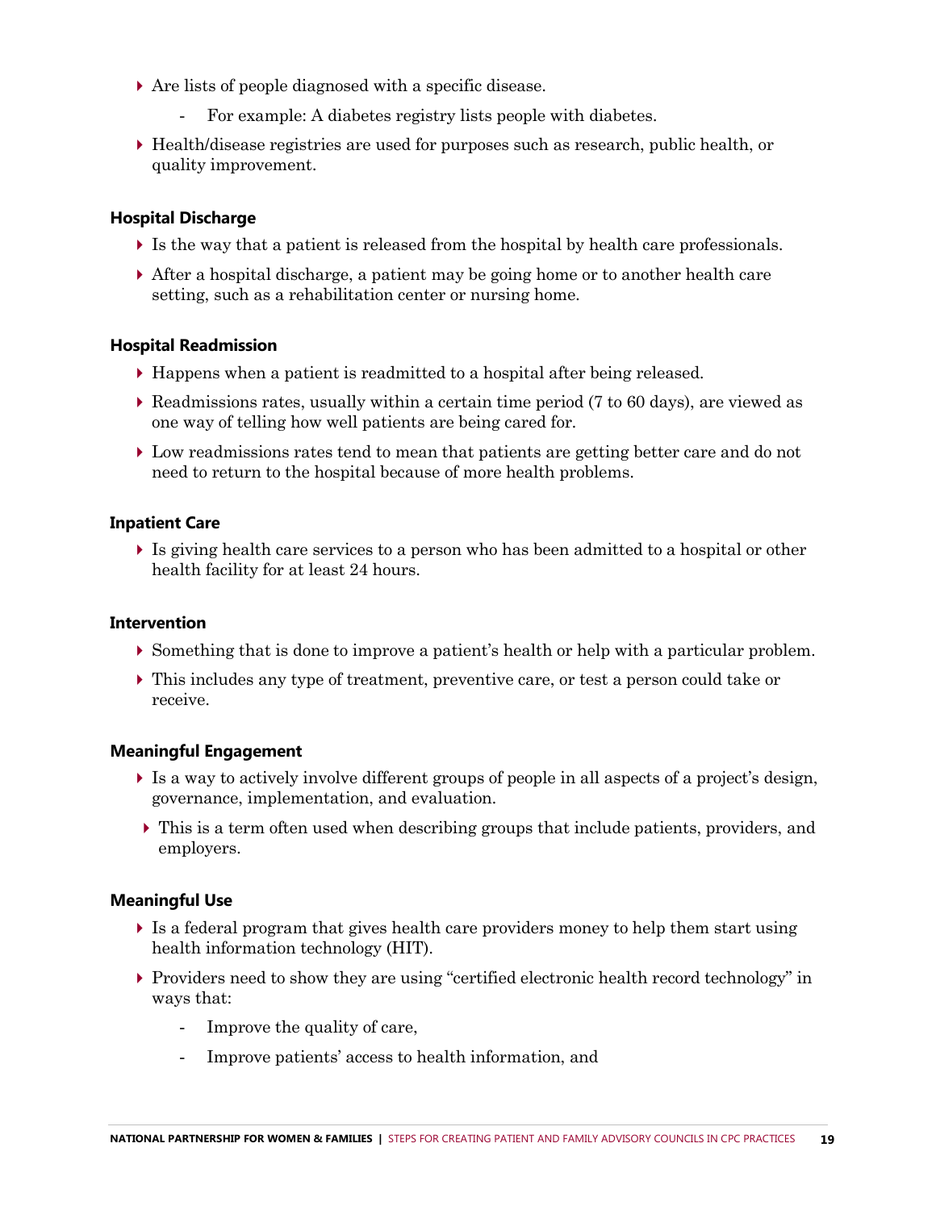- Are lists of people diagnosed with a specific disease.
  - For example: A diabetes registry lists people with diabetes.
- Health/disease registries are used for purposes such as research, public health, or quality improvement.

**Hospital Discharge**

- Is the way that a patient is released from the hospital by health care professionals.
- After a hospital discharge, a patient may be going home or to another health care setting, such as a rehabilitation center or nursing home.

**Hospital Readmission**

- Happens when a patient is readmitted to a hospital after being released.
- Readmissions rates, usually within a certain time period (7 to 60 days), are viewed as one way of telling how well patients are being cared for.
- Low readmissions rates tend to mean that patients are getting better care and do not need to return to the hospital because of more health problems.

**Inpatient Care**

- Is giving health care services to a person who has been admitted to a hospital or other health facility for at least 24 hours.

**Intervention**

- Something that is done to improve a patient's health or help with a particular problem.
- This includes any type of treatment, preventive care, or test a person could take or receive.

**Meaningful Engagement**

- Is a way to actively involve different groups of people in all aspects of a project's design, governance, implementation, and evaluation.
- This is a term often used when describing groups that include patients, providers, and employers.

**Meaningful Use**

- Is a federal program that gives health care providers money to help them start using health information technology (HIT).
- Providers need to show they are using "certified electronic health record technology" in ways that:
  - Improve the quality of care,
  - Improve patients' access to health information, and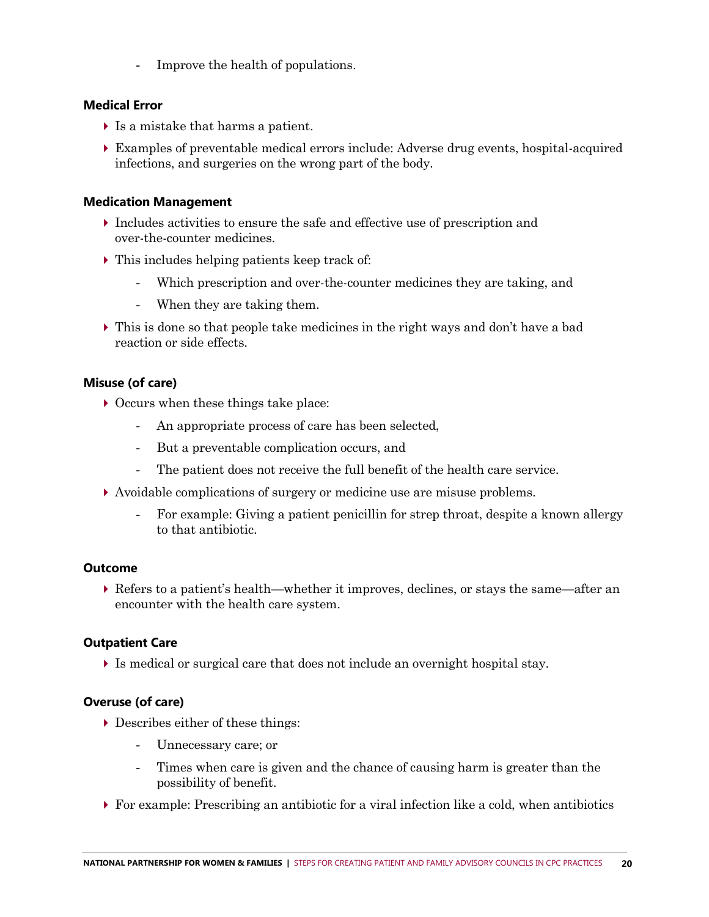- Improve the health of populations.

### Medical Error

- Is a mistake that harms a patient.
- Examples of preventable medical errors include: Adverse drug events, hospital-acquired infections, and surgeries on the wrong part of the body.

### Medication Management

- Includes activities to ensure the safe and effective use of prescription and over-the-counter medicines.
- This includes helping patients keep track of:
  - Which prescription and over-the-counter medicines they are taking, and
  - When they are taking them.
- This is done so that people take medicines in the right ways and don't have a bad reaction or side effects.

### Misuse (of care)

- Occurs when these things take place:
  - An appropriate process of care has been selected,
  - But a preventable complication occurs, and
  - The patient does not receive the full benefit of the health care service.
- Avoidable complications of surgery or medicine use are misuse problems.
  - For example: Giving a patient penicillin for strep throat, despite a known allergy to that antibiotic.

### Outcome

- Refers to a patient's health—whether it improves, declines, or stays the same—after an encounter with the health care system.

### Outpatient Care

- Is medical or surgical care that does not include an overnight hospital stay.

### Overuse (of care)

- Describes either of these things:
  - Unnecessary care; or
  - Times when care is given and the chance of causing harm is greater than the possibility of benefit.
- For example: Prescribing an antibiotic for a viral infection like a cold, when antibiotics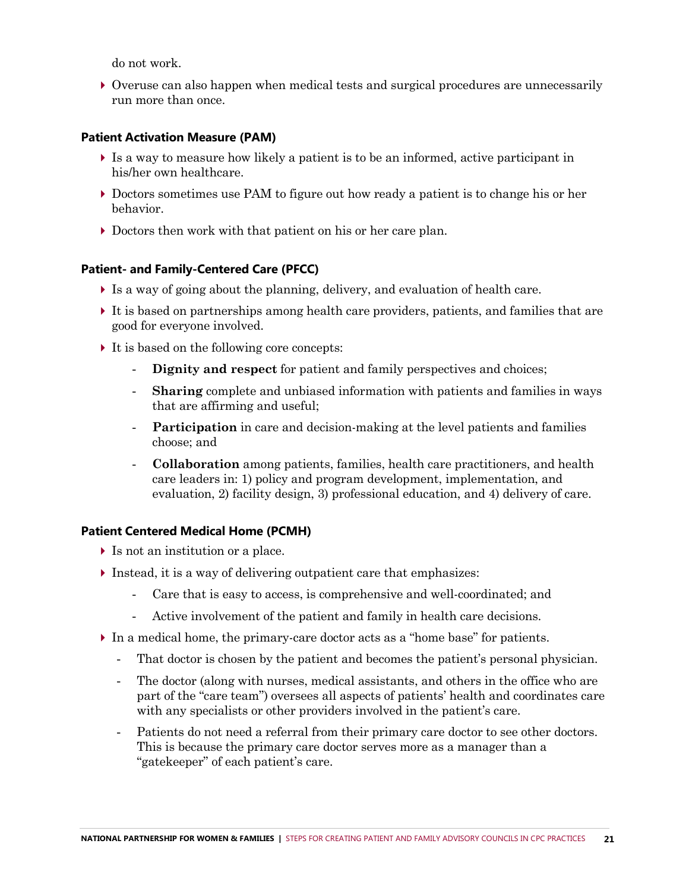do not work.

- Overuse can also happen when medical tests and surgical procedures are unnecessarily run more than once.

### Patient Activation Measure (PAM)

- Is a way to measure how likely a patient is to be an informed, active participant in his/her own healthcare.
- Doctors sometimes use PAM to figure out how ready a patient is to change his or her behavior.
- Doctors then work with that patient on his or her care plan.

### Patient- and Family-Centered Care (PFCC)

- Is a way of going about the planning, delivery, and evaluation of health care.
- It is based on partnerships among health care providers, patients, and families that are good for everyone involved.
- It is based on the following core concepts:
  - **Dignity and respect** for patient and family perspectives and choices;
  - **Sharing** complete and unbiased information with patients and families in ways that are affirming and useful;
  - **Participation** in care and decision-making at the level patients and families choose; and
  - **Collaboration** among patients, families, health care practitioners, and health care leaders in: 1) policy and program development, implementation, and evaluation, 2) facility design, 3) professional education, and 4) delivery of care.

### Patient Centered Medical Home (PCMH)

- Is not an institution or a place.
- Instead, it is a way of delivering outpatient care that emphasizes:
  - Care that is easy to access, is comprehensive and well-coordinated; and
  - Active involvement of the patient and family in health care decisions.
- In a medical home, the primary-care doctor acts as a "home base" for patients.
  - That doctor is chosen by the patient and becomes the patient's personal physician.
  - The doctor (along with nurses, medical assistants, and others in the office who are part of the "care team") oversees all aspects of patients' health and coordinates care with any specialists or other providers involved in the patient's care.
  - Patients do not need a referral from their primary care doctor to see other doctors. This is because the primary care doctor serves more as a manager than a "gatekeeper" of each patient's care.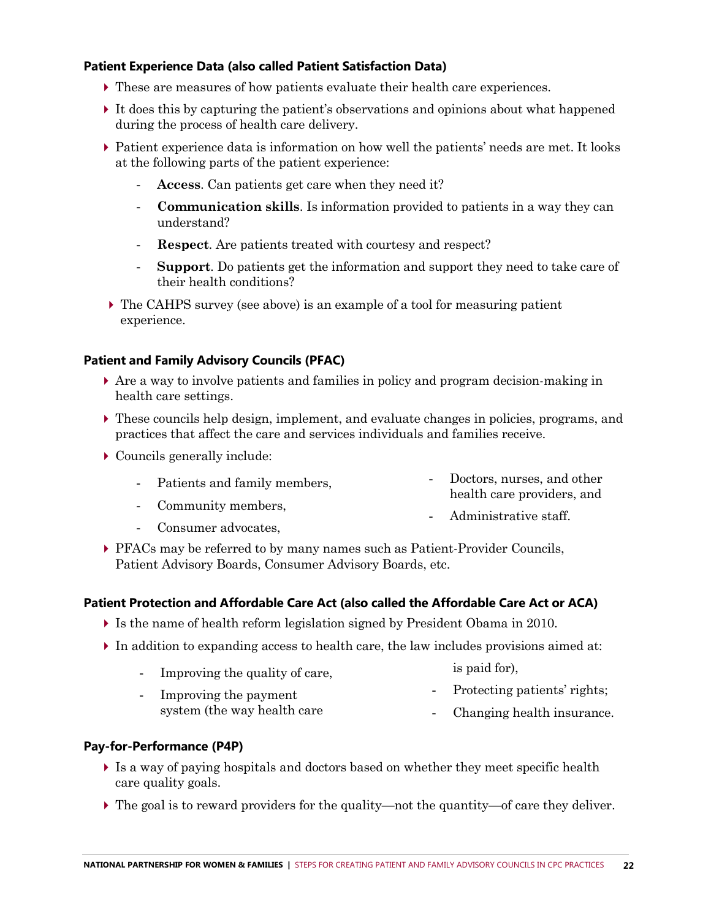### Patient Experience Data (also called Patient Satisfaction Data)

- These are measures of how patients evaluate their health care experiences.
- It does this by capturing the patient's observations and opinions about what happened during the process of health care delivery.
- Patient experience data is information on how well the patients' needs are met. It looks at the following parts of the patient experience:
  - **Access**. Can patients get care when they need it?
  - **Communication skills**. Is information provided to patients in a way they can understand?
  - **Respect**. Are patients treated with courtesy and respect?
  - **Support**. Do patients get the information and support they need to take care of their health conditions?
- The CAHPS survey (see above) is an example of a tool for measuring patient experience.

### Patient and Family Advisory Councils (PFAC)

- Are a way to involve patients and families in policy and program decision-making in health care settings.
- These councils help design, implement, and evaluate changes in policies, programs, and practices that affect the care and services individuals and families receive.
- Councils generally include:
  - Patients and family members,
  - Community members,
  - Consumer advocates,
  - Doctors, nurses, and other health care providers, and
  - Administrative staff.
- PFACs may be referred to by many names such as Patient-Provider Councils, Patient Advisory Boards, Consumer Advisory Boards, etc.

### Patient Protection and Affordable Care Act (also called the Affordable Care Act or ACA)

- Is the name of health reform legislation signed by President Obama in 2010.
- In addition to expanding access to health care, the law includes provisions aimed at:
  - Improving the quality of care,
  - Improving the payment system (the way health care is paid for),
  - Protecting patients' rights;
  - Changing health insurance.

### Pay-for-Performance (P4P)

- Is a way of paying hospitals and doctors based on whether they meet specific health care quality goals.
- The goal is to reward providers for the quality—not the quantity—of care they deliver.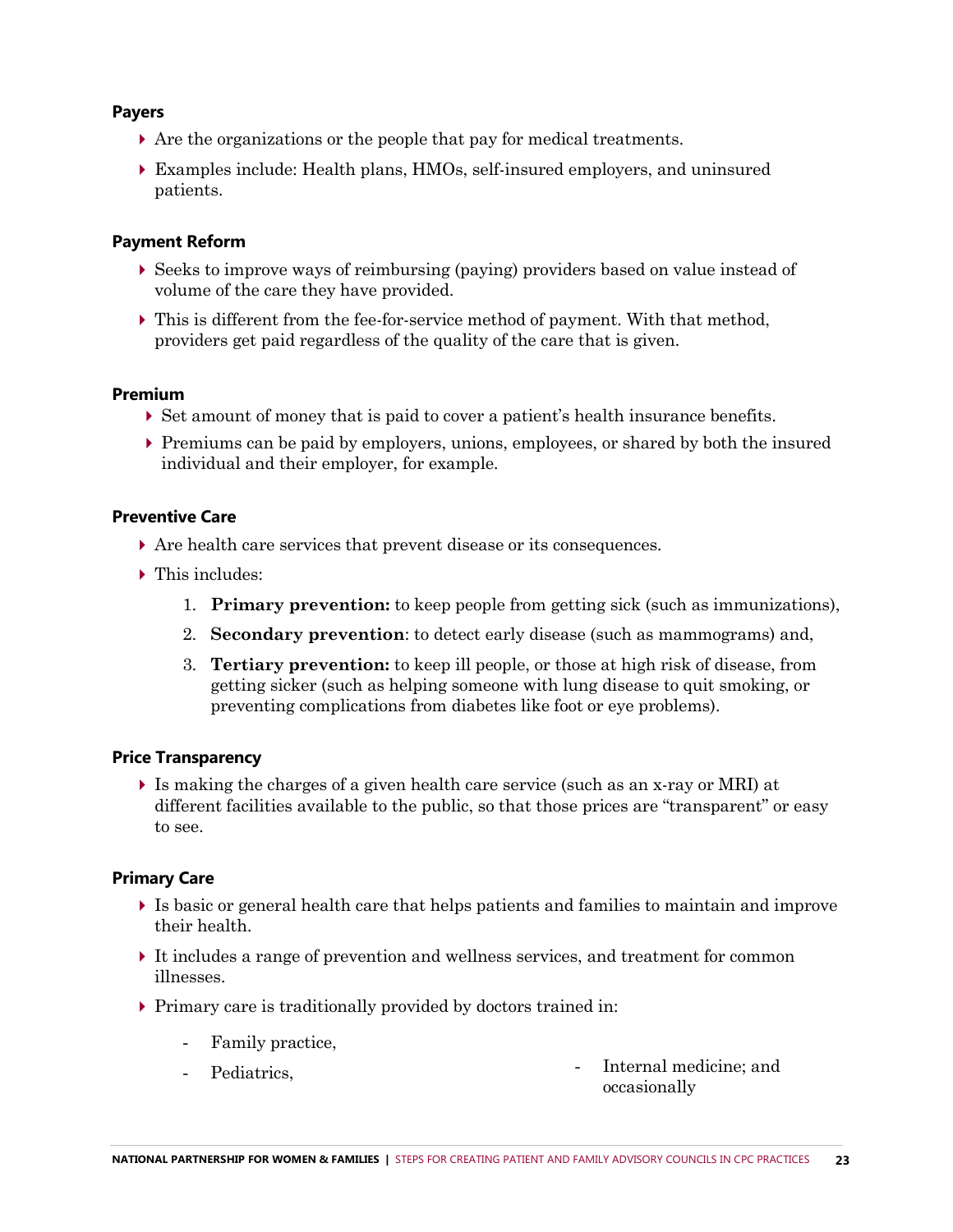### Payers

- Are the organizations or the people that pay for medical treatments.
- Examples include: Health plans, HMOs, self-insured employers, and uninsured patients.

### Payment Reform

- Seeks to improve ways of reimbursing (paying) providers based on value instead of volume of the care they have provided.
- This is different from the fee-for-service method of payment. With that method, providers get paid regardless of the quality of the care that is given.

### Premium

- Set amount of money that is paid to cover a patient's health insurance benefits.
- Premiums can be paid by employers, unions, employees, or shared by both the insured individual and their employer, for example.

### Preventive Care

- Are health care services that prevent disease or its consequences.
- This includes:
  1. **Primary prevention:** to keep people from getting sick (such as immunizations),
  2. **Secondary prevention**: to detect early disease (such as mammograms) and,
  3. **Tertiary prevention:** to keep ill people, or those at high risk of disease, from getting sicker (such as helping someone with lung disease to quit smoking, or preventing complications from diabetes like foot or eye problems).

### Price Transparency

- Is making the charges of a given health care service (such as an x-ray or MRI) at different facilities available to the public, so that those prices are "transparent" or easy to see.

### Primary Care

- Is basic or general health care that helps patients and families to maintain and improve their health.
- It includes a range of prevention and wellness services, and treatment for common illnesses.
- Primary care is traditionally provided by doctors trained in:
  - Family practice,
  - Pediatrics,
  - Internal medicine; and occasionally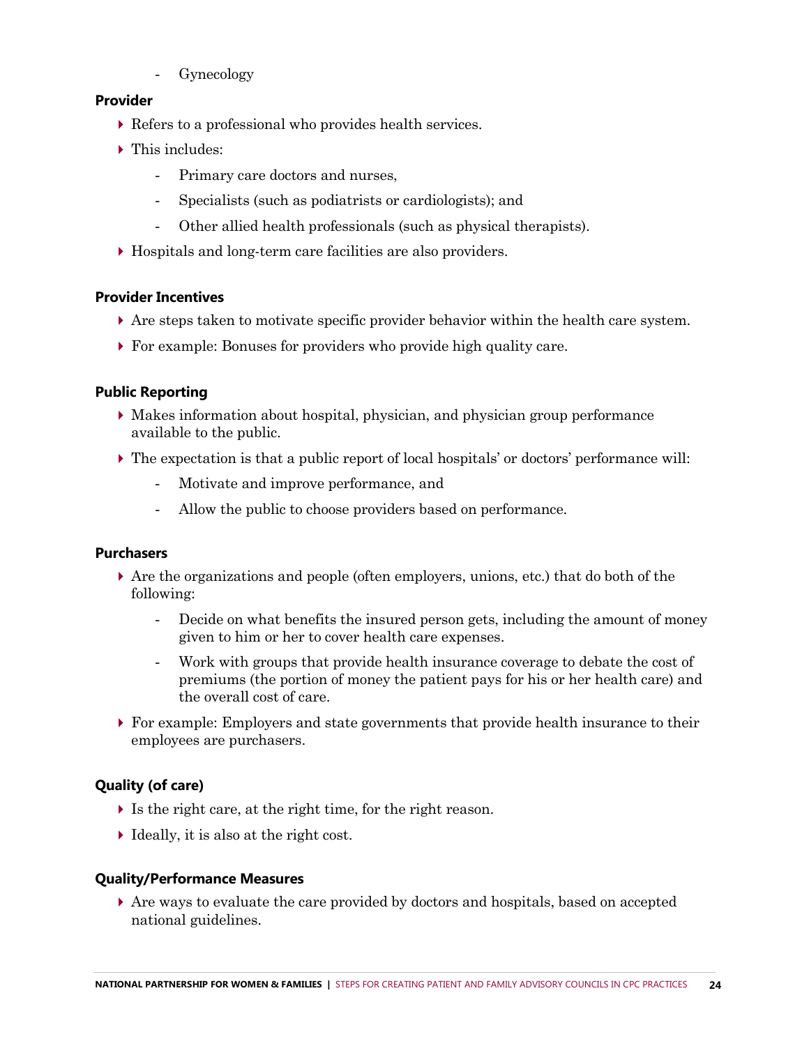- Gynecology

**Provider**

- Refers to a professional who provides health services.
- This includes:
  - Primary care doctors and nurses,
  - Specialists (such as podiatrists or cardiologists); and
  - Other allied health professionals (such as physical therapists).
- Hospitals and long-term care facilities are also providers.

**Provider Incentives**

- Are steps taken to motivate specific provider behavior within the health care system.
- For example: Bonuses for providers who provide high quality care.

**Public Reporting**

- Makes information about hospital, physician, and physician group performance available to the public.
- The expectation is that a public report of local hospitals' or doctors' performance will:
  - Motivate and improve performance, and
  - Allow the public to choose providers based on performance.

**Purchasers**

- Are the organizations and people (often employers, unions, etc.) that do both of the following:
  - Decide on what benefits the insured person gets, including the amount of money given to him or her to cover health care expenses.
  - Work with groups that provide health insurance coverage to debate the cost of premiums (the portion of money the patient pays for his or her health care) and the overall cost of care.
- For example: Employers and state governments that provide health insurance to their employees are purchasers.

**Quality (of care)**

- Is the right care, at the right time, for the right reason.
- Ideally, it is also at the right cost.

**Quality/Performance Measures**

- Are ways to evaluate the care provided by doctors and hospitals, based on accepted national guidelines.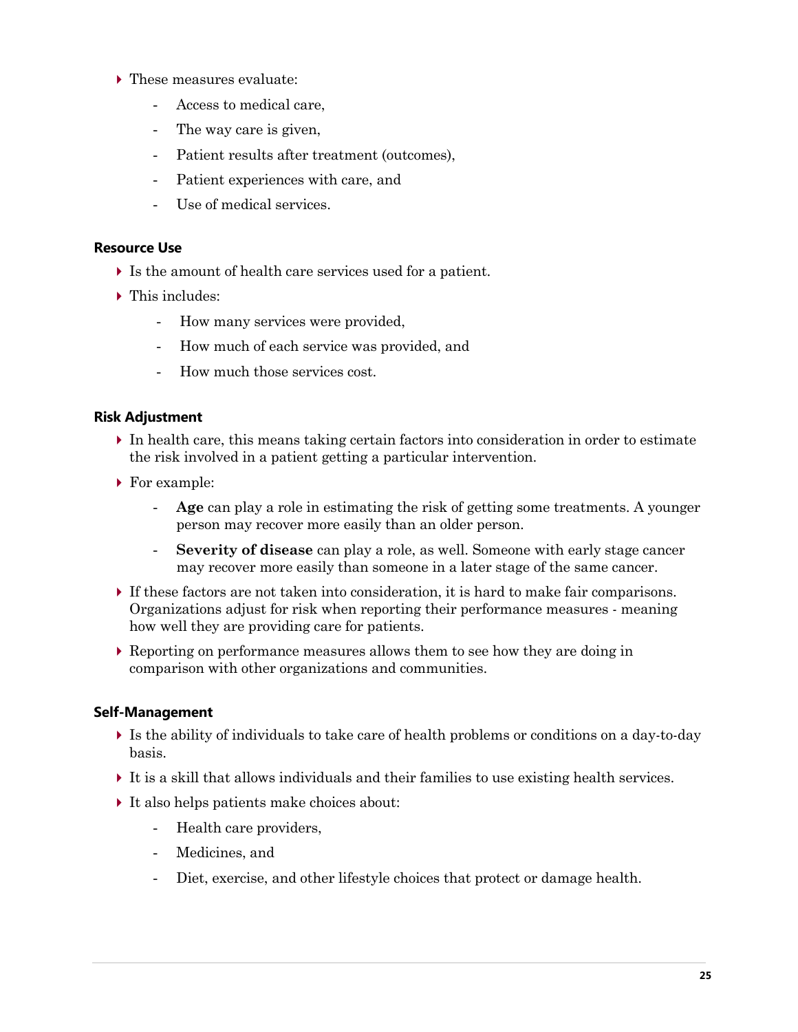- These measures evaluate:
  - Access to medical care,
  - The way care is given,
  - Patient results after treatment (outcomes),
  - Patient experiences with care, and
  - Use of medical services.

### Resource Use

- Is the amount of health care services used for a patient.
- This includes:
  - How many services were provided,
  - How much of each service was provided, and
  - How much those services cost.

### Risk Adjustment

- In health care, this means taking certain factors into consideration in order to estimate the risk involved in a patient getting a particular intervention.
- For example:
  - **Age** can play a role in estimating the risk of getting some treatments. A younger person may recover more easily than an older person.
  - **Severity of disease** can play a role, as well. Someone with early stage cancer may recover more easily than someone in a later stage of the same cancer.
- If these factors are not taken into consideration, it is hard to make fair comparisons. Organizations adjust for risk when reporting their performance measures - meaning how well they are providing care for patients.
- Reporting on performance measures allows them to see how they are doing in comparison with other organizations and communities.

### Self-Management

- Is the ability of individuals to take care of health problems or conditions on a day-to-day basis.
- It is a skill that allows individuals and their families to use existing health services.
- It also helps patients make choices about:
  - Health care providers,
  - Medicines, and
  - Diet, exercise, and other lifestyle choices that protect or damage health.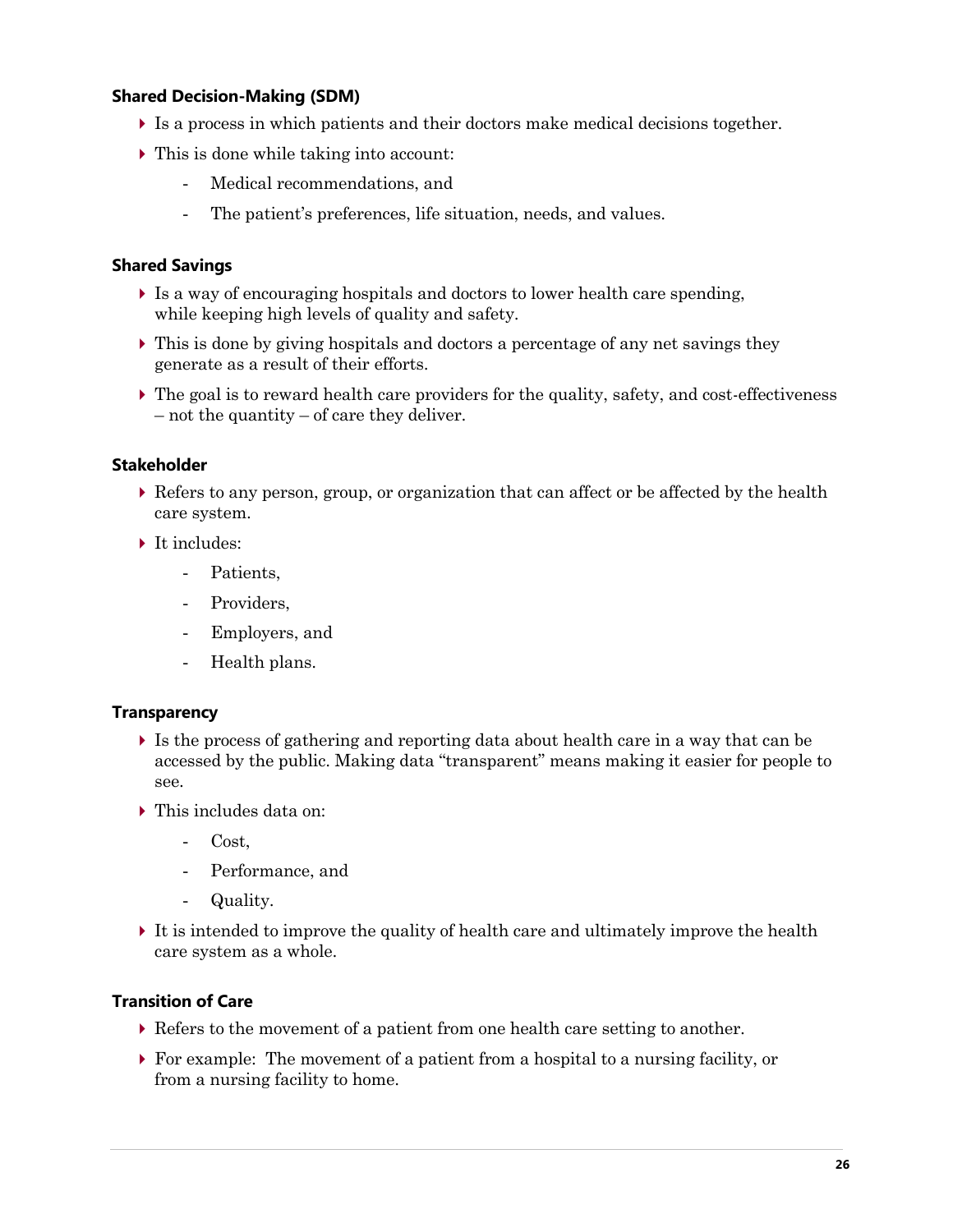### Shared Decision-Making (SDM)

- Is a process in which patients and their doctors make medical decisions together.
- This is done while taking into account:
  - Medical recommendations, and
  - The patient's preferences, life situation, needs, and values.

### Shared Savings

- Is a way of encouraging hospitals and doctors to lower health care spending, while keeping high levels of quality and safety.
- This is done by giving hospitals and doctors a percentage of any net savings they generate as a result of their efforts.
- The goal is to reward health care providers for the quality, safety, and cost-effectiveness – not the quantity – of care they deliver.

### Stakeholder

- Refers to any person, group, or organization that can affect or be affected by the health care system.
- It includes:
  - Patients,
  - Providers,
  - Employers, and
  - Health plans.

### Transparency

- Is the process of gathering and reporting data about health care in a way that can be accessed by the public. Making data "transparent" means making it easier for people to see.
- This includes data on:
  - Cost,
  - Performance, and
  - Quality.
- It is intended to improve the quality of health care and ultimately improve the health care system as a whole.

### Transition of Care

- Refers to the movement of a patient from one health care setting to another.
- For example: The movement of a patient from a hospital to a nursing facility, or from a nursing facility to home.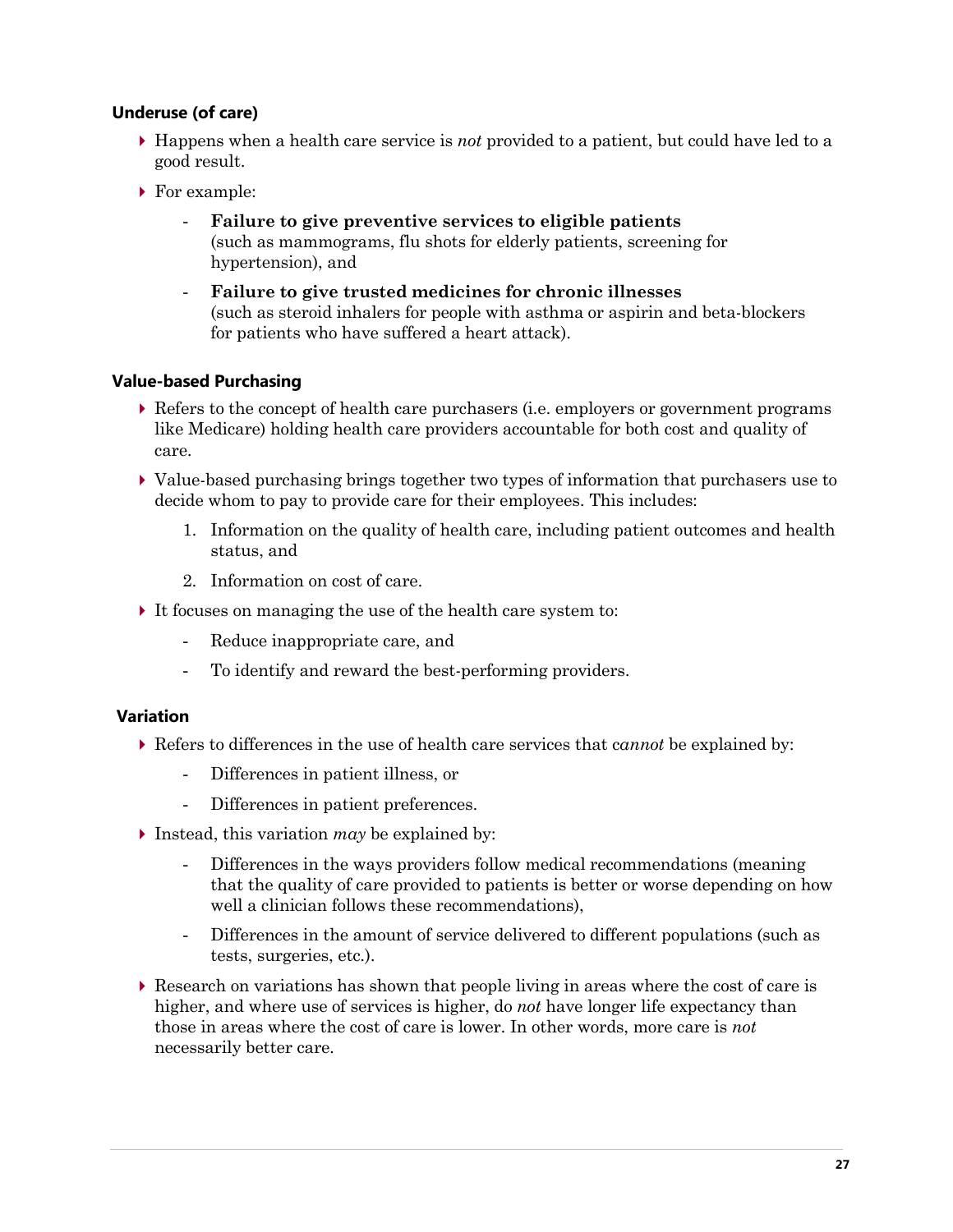### Underuse (of care)

- Happens when a health care service is *not* provided to a patient, but could have led to a good result.
- For example:
  - **Failure to give preventive services to eligible patients** (such as mammograms, flu shots for elderly patients, screening for hypertension), and
  - **Failure to give trusted medicines for chronic illnesses** (such as steroid inhalers for people with asthma or aspirin and beta-blockers for patients who have suffered a heart attack).

### Value-based Purchasing

- Refers to the concept of health care purchasers (i.e. employers or government programs like Medicare) holding health care providers accountable for both cost and quality of care.
- Value-based purchasing brings together two types of information that purchasers use to decide whom to pay to provide care for their employees. This includes:
  1. Information on the quality of health care, including patient outcomes and health status, and
  2. Information on cost of care.
- It focuses on managing the use of the health care system to:
  - Reduce inappropriate care, and
  - To identify and reward the best-performing providers.

### Variation

- Refers to differences in the use of health care services that c*annot* be explained by:
  - Differences in patient illness, or
  - Differences in patient preferences.
- Instead, this variation *may* be explained by:
  - Differences in the ways providers follow medical recommendations (meaning that the quality of care provided to patients is better or worse depending on how well a clinician follows these recommendations),
  - Differences in the amount of service delivered to different populations (such as tests, surgeries, etc.).
- Research on variations has shown that people living in areas where the cost of care is higher, and where use of services is higher, do *not* have longer life expectancy than those in areas where the cost of care is lower. In other words, more care is *not* necessarily better care.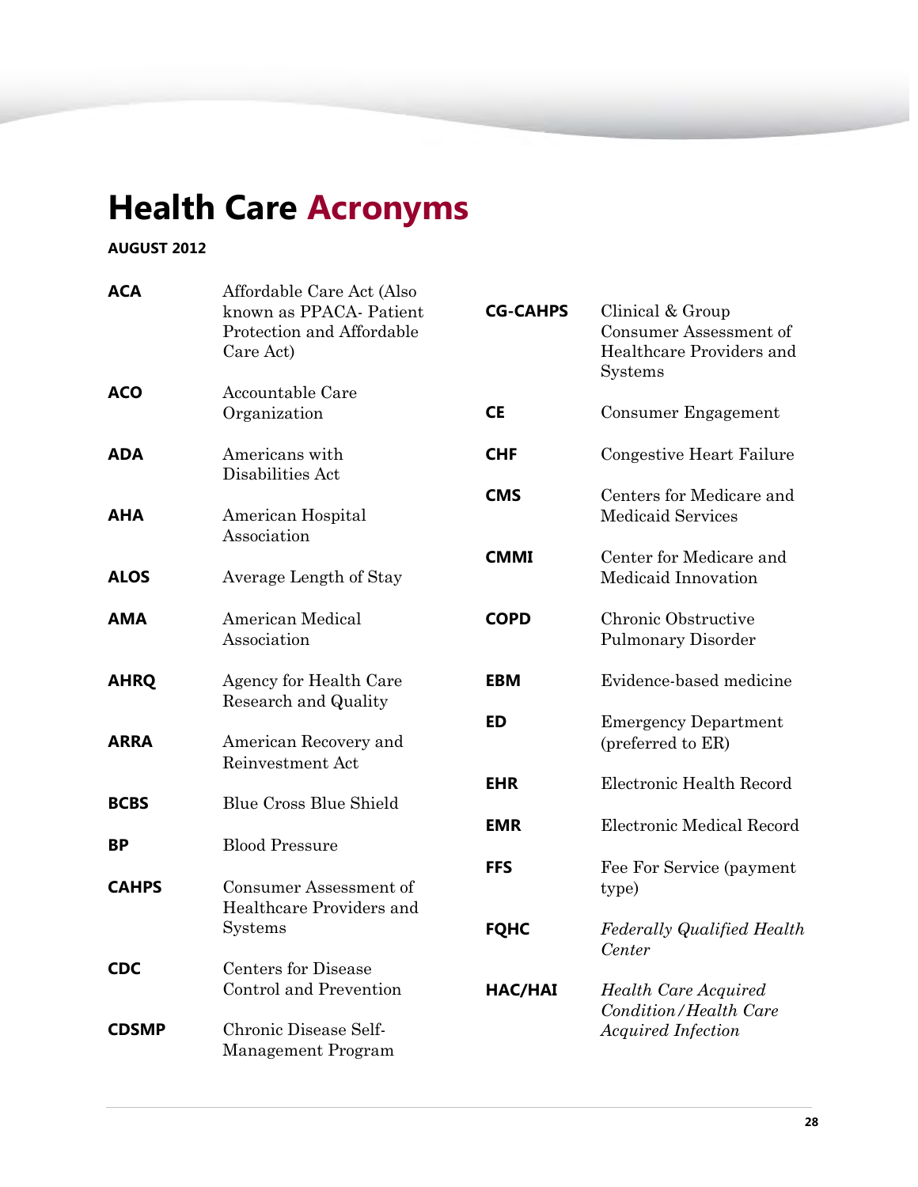# Health Care **Acronyms**

**AUGUST 2012**

| | |
|---|---|
| **ACA** | Affordable Care Act (Also known as PPACA- Patient Protection and Affordable Care Act) |
| **ACO** | Accountable Care Organization |
| **ADA** | Americans with Disabilities Act |
| **AHA** | American Hospital Association |
| **ALOS** | Average Length of Stay |
| **AMA** | American Medical Association |
| **AHRQ** | Agency for Health Care Research and Quality |
| **ARRA** | American Recovery and Reinvestment Act |
| **BCBS** | Blue Cross Blue Shield |
| **BP** | Blood Pressure |
| **CAHPS** | Consumer Assessment of Healthcare Providers and Systems |
| **CDC** | Centers for Disease Control and Prevention |
| **CDSMP** | Chronic Disease Self-Management Program |
| **CG-CAHPS** | Clinical & Group Consumer Assessment of Healthcare Providers and Systems |
| **CE** | Consumer Engagement |
| **CHF** | Congestive Heart Failure |
| **CMS** | Centers for Medicare and Medicaid Services |
| **CMMI** | Center for Medicare and Medicaid Innovation |
| **COPD** | Chronic Obstructive Pulmonary Disorder |
| **EBM** | Evidence-based medicine |
| **ED** | Emergency Department (preferred to ER) |
| **EHR** | Electronic Health Record |
| **EMR** | Electronic Medical Record |
| **FFS** | Fee For Service (payment type) |
| **FQHC** | *Federally Qualified Health Center* |
| **HAC/HAI** | *Health Care Acquired Condition/Health Care Acquired Infection* |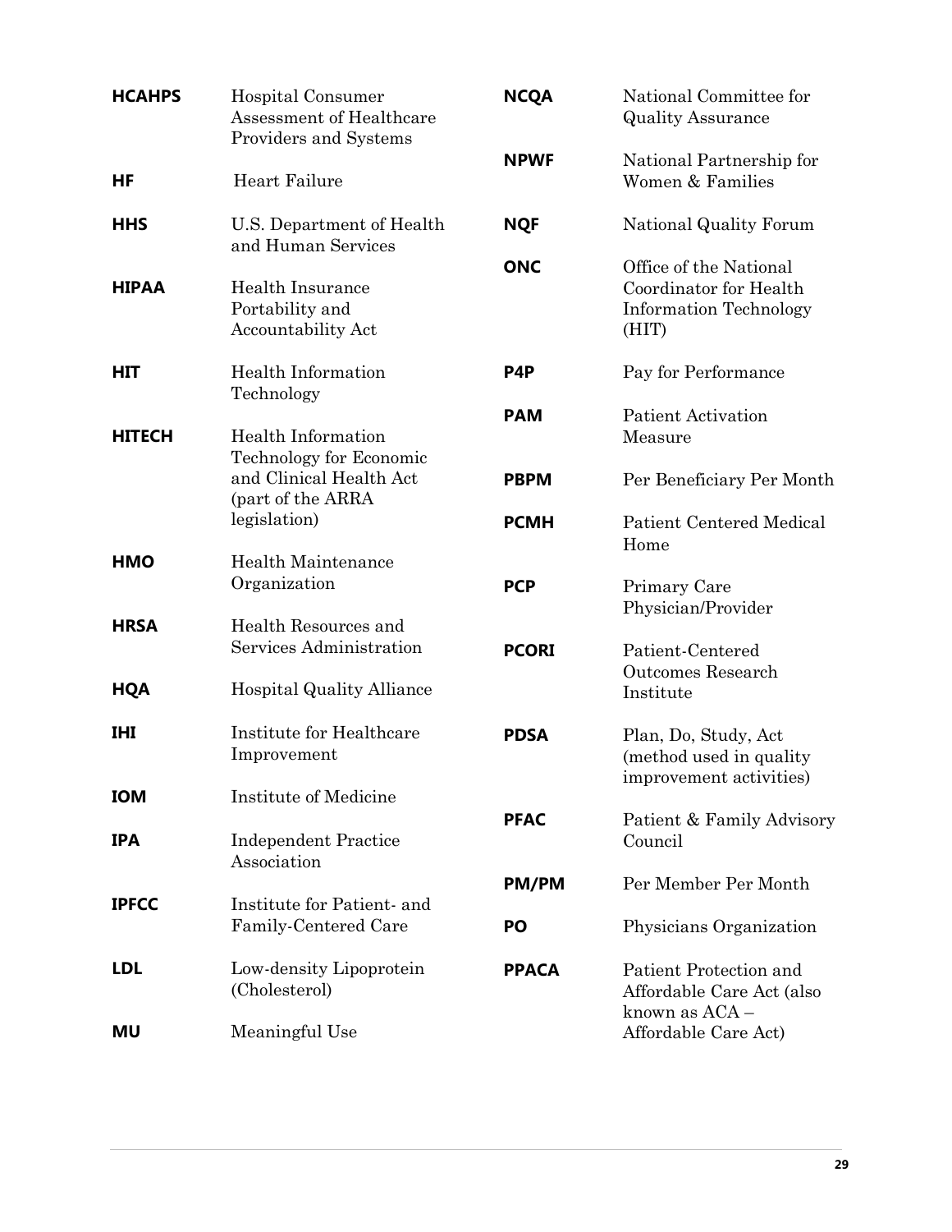| | |
|---|---|
| **HCAHPS** | Hospital Consumer Assessment of Healthcare Providers and Systems |
| **HF** | Heart Failure |
| **HHS** | U.S. Department of Health and Human Services |
| **HIPAA** | Health Insurance Portability and Accountability Act |
| **HIT** | Health Information Technology |
| **HITECH** | Health Information Technology for Economic and Clinical Health Act (part of the ARRA legislation) |
| **HMO** | Health Maintenance Organization |
| **HRSA** | Health Resources and Services Administration |
| **HQA** | Hospital Quality Alliance |
| **IHI** | Institute for Healthcare Improvement |
| **IOM** | Institute of Medicine |
| **IPA** | Independent Practice Association |
| **IPFCC** | Institute for Patient- and Family-Centered Care |
| **LDL** | Low-density Lipoprotein (Cholesterol) |
| **MU** | Meaningful Use |
| **NCQA** | National Committee for Quality Assurance |
| **NPWF** | National Partnership for Women & Families |
| **NQF** | National Quality Forum |
| **ONC** | Office of the National Coordinator for Health Information Technology (HIT) |
| **P4P** | Pay for Performance |
| **PAM** | Patient Activation Measure |
| **PBPM** | Per Beneficiary Per Month |
| **PCMH** | Patient Centered Medical Home |
| **PCP** | Primary Care Physician/Provider |
| **PCORI** | Patient-Centered Outcomes Research Institute |
| **PDSA** | Plan, Do, Study, Act (method used in quality improvement activities) |
| **PFAC** | Patient & Family Advisory Council |
| **PM/PM** | Per Member Per Month |
| **PO** | Physicians Organization |
| **PPACA** | Patient Protection and Affordable Care Act (also known as ACA – Affordable Care Act) |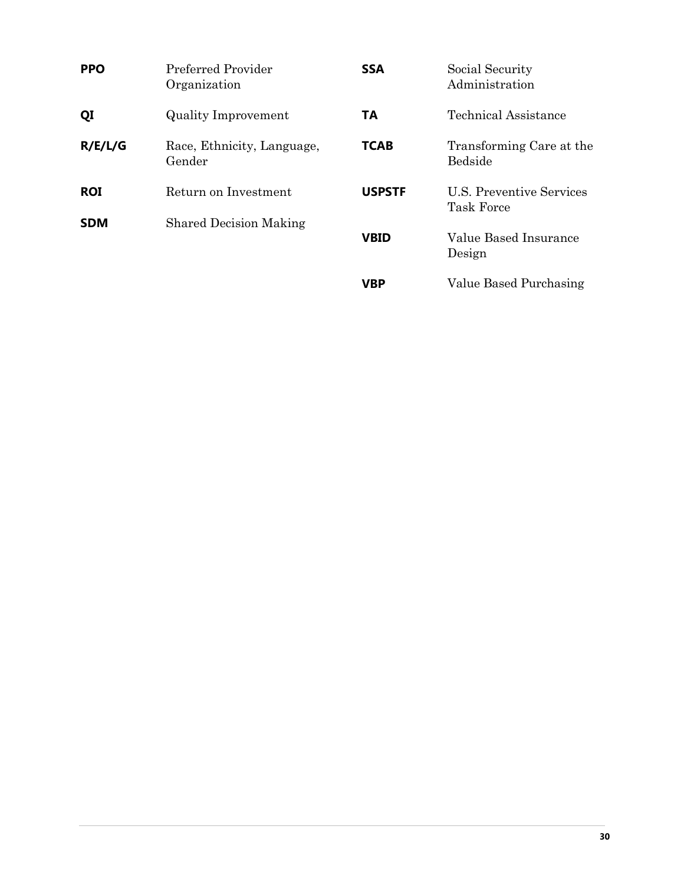| | |
|---|---|
| **PPO** | Preferred Provider Organization |
| **QI** | Quality Improvement |
| **R/E/L/G** | Race, Ethnicity, Language, Gender |
| **ROI** | Return on Investment |
| **SDM** | Shared Decision Making |
| **SSA** | Social Security Administration |
| **TA** | Technical Assistance |
| **TCAB** | Transforming Care at the Bedside |
| **USPSTF** | U.S. Preventive Services Task Force |
| **VBID** | Value Based Insurance Design |
| **VBP** | Value Based Purchasing |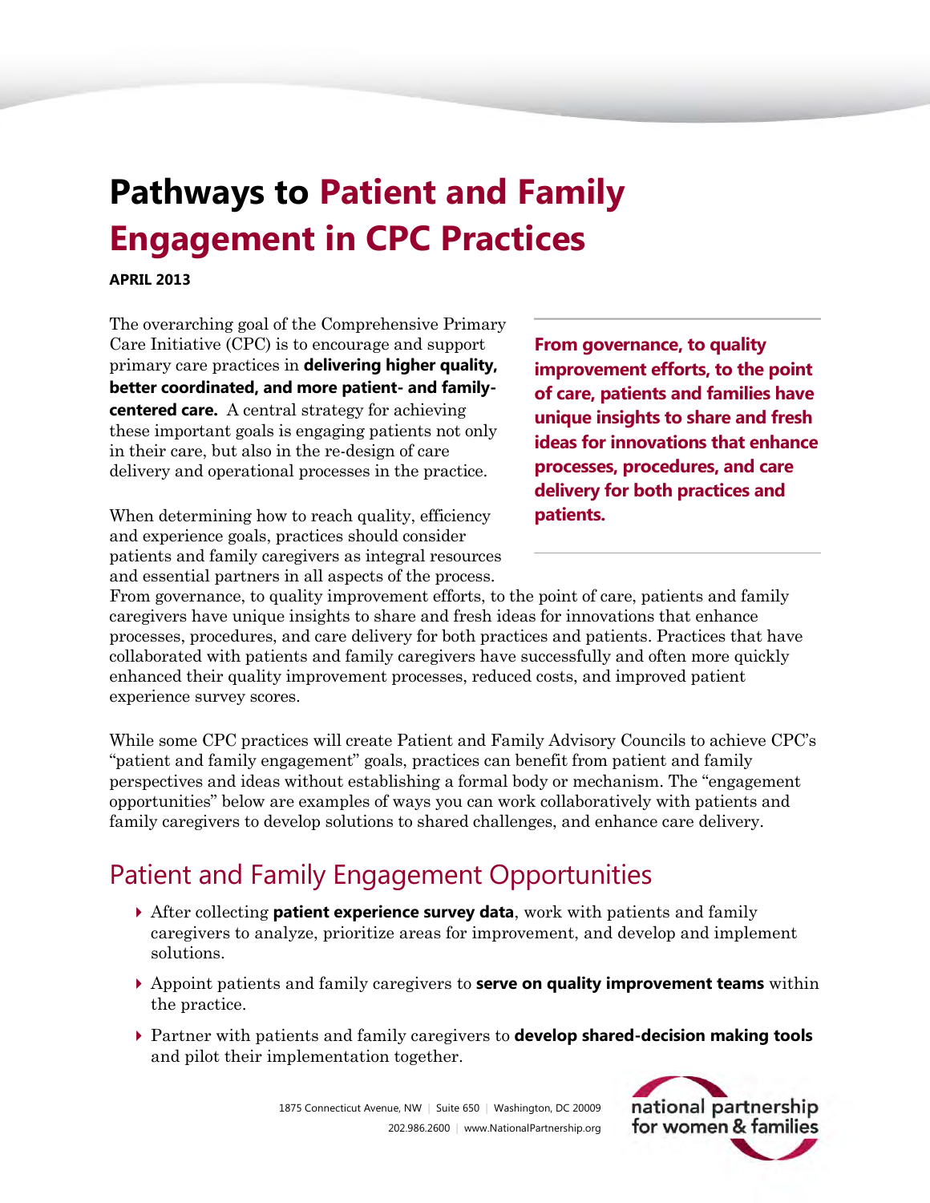# Pathways to Patient and Family Engagement in CPC Practices

**APRIL 2013**

The overarching goal of the Comprehensive Primary Care Initiative (CPC) is to encourage and support primary care practices in **delivering higher quality, better coordinated, and more patient- and family-centered care.** A central strategy for achieving these important goals is engaging patients not only in their care, but also in the re-design of care delivery and operational processes in the practice.

**From governance, to quality improvement efforts, to the point of care, patients and families have unique insights to share and fresh ideas for innovations that enhance processes, procedures, and care delivery for both practices and patients.**

When determining how to reach quality, efficiency and experience goals, practices should consider patients and family caregivers as integral resources and essential partners in all aspects of the process. From governance, to quality improvement efforts, to the point of care, patients and family caregivers have unique insights to share and fresh ideas for innovations that enhance processes, procedures, and care delivery for both practices and patients. Practices that have collaborated with patients and family caregivers have successfully and often more quickly enhanced their quality improvement processes, reduced costs, and improved patient experience survey scores.

While some CPC practices will create Patient and Family Advisory Councils to achieve CPC's "patient and family engagement" goals, practices can benefit from patient and family perspectives and ideas without establishing a formal body or mechanism. The "engagement opportunities" below are examples of ways you can work collaboratively with patients and family caregivers to develop solutions to shared challenges, and enhance care delivery.

## Patient and Family Engagement Opportunities

- After collecting **patient experience survey data**, work with patients and family caregivers to analyze, prioritize areas for improvement, and develop and implement solutions.
- Appoint patients and family caregivers to **serve on quality improvement teams** within the practice.
- Partner with patients and family caregivers to **develop shared-decision making tools** and pilot their implementation together.

1875 Connecticut Avenue, NW | Suite 650 | Washington, DC 20009
202.986.2600 | www.NationalPartnership.org

national partnership for women & families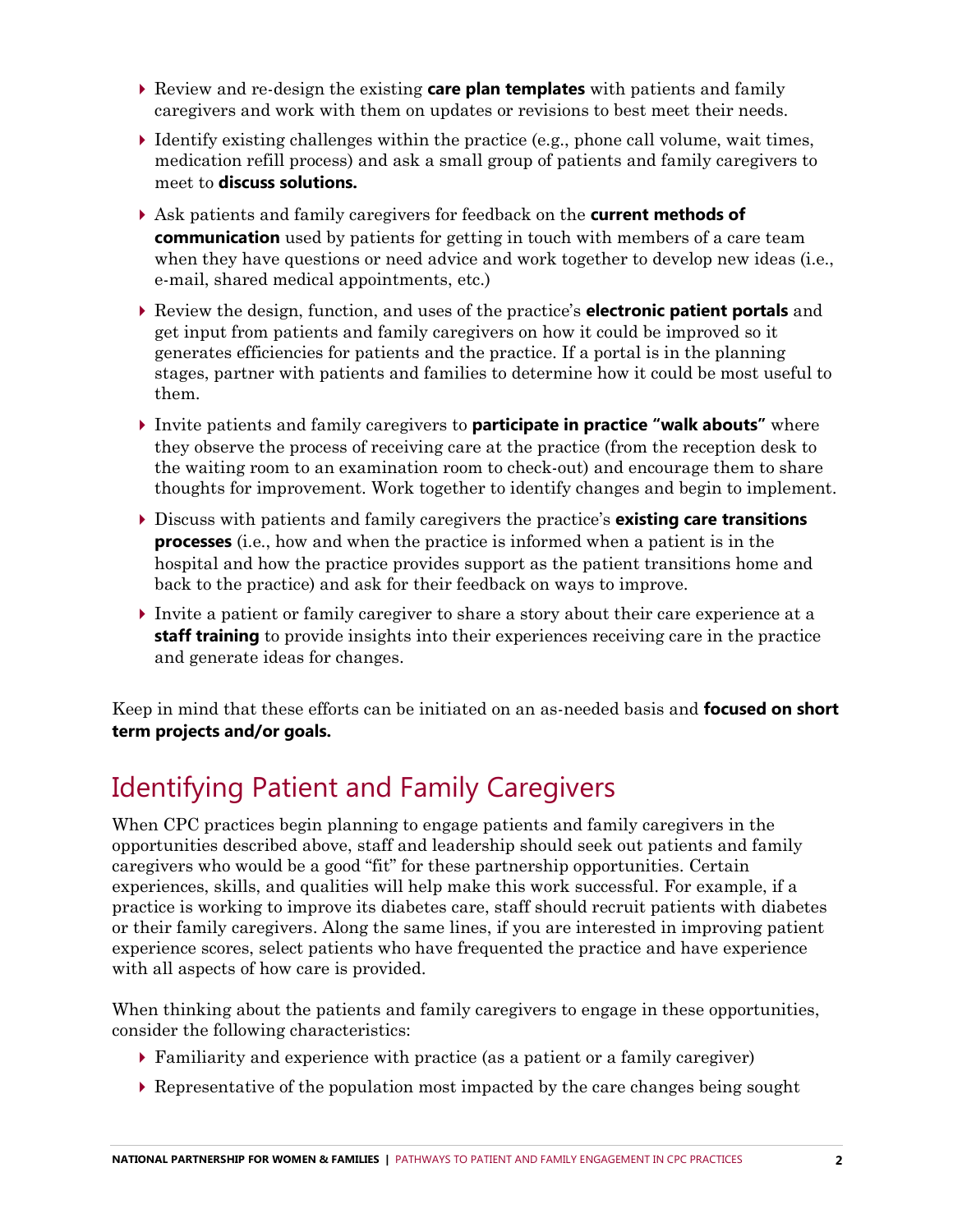- Review and re-design the existing **care plan templates** with patients and family caregivers and work with them on updates or revisions to best meet their needs.
- Identify existing challenges within the practice (e.g., phone call volume, wait times, medication refill process) and ask a small group of patients and family caregivers to meet to **discuss solutions.**
- Ask patients and family caregivers for feedback on the **current methods of communication** used by patients for getting in touch with members of a care team when they have questions or need advice and work together to develop new ideas (i.e., e-mail, shared medical appointments, etc.)
- Review the design, function, and uses of the practice's **electronic patient portals** and get input from patients and family caregivers on how it could be improved so it generates efficiencies for patients and the practice. If a portal is in the planning stages, partner with patients and families to determine how it could be most useful to them.
- Invite patients and family caregivers to **participate in practice "walk abouts"** where they observe the process of receiving care at the practice (from the reception desk to the waiting room to an examination room to check-out) and encourage them to share thoughts for improvement. Work together to identify changes and begin to implement.
- Discuss with patients and family caregivers the practice's **existing care transitions processes** (i.e., how and when the practice is informed when a patient is in the hospital and how the practice provides support as the patient transitions home and back to the practice) and ask for their feedback on ways to improve.
- Invite a patient or family caregiver to share a story about their care experience at a **staff training** to provide insights into their experiences receiving care in the practice and generate ideas for changes.

Keep in mind that these efforts can be initiated on an as-needed basis and **focused on short term projects and/or goals.**

## Identifying Patient and Family Caregivers

When CPC practices begin planning to engage patients and family caregivers in the opportunities described above, staff and leadership should seek out patients and family caregivers who would be a good "fit" for these partnership opportunities. Certain experiences, skills, and qualities will help make this work successful. For example, if a practice is working to improve its diabetes care, staff should recruit patients with diabetes or their family caregivers. Along the same lines, if you are interested in improving patient experience scores, select patients who have frequented the practice and have experience with all aspects of how care is provided.

When thinking about the patients and family caregivers to engage in these opportunities, consider the following characteristics:

- Familiarity and experience with practice (as a patient or a family caregiver)
- Representative of the population most impacted by the care changes being sought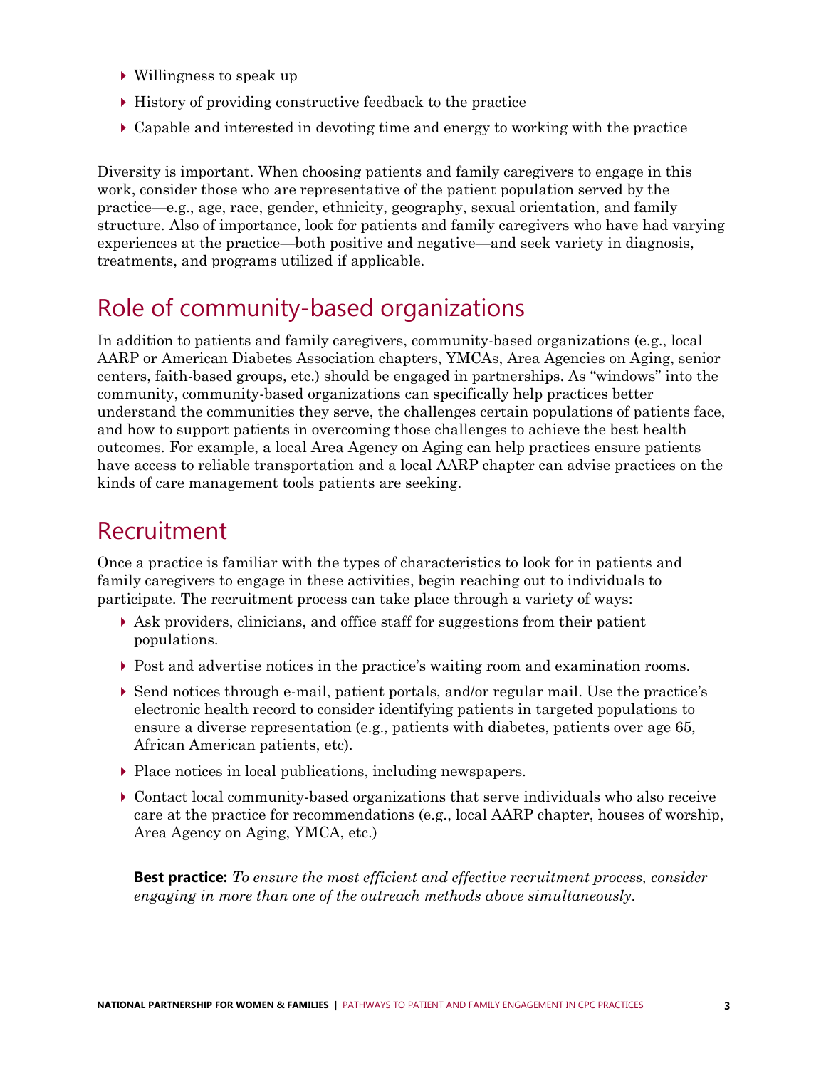- Willingness to speak up
- History of providing constructive feedback to the practice
- Capable and interested in devoting time and energy to working with the practice

Diversity is important. When choosing patients and family caregivers to engage in this work, consider those who are representative of the patient population served by the practice—e.g., age, race, gender, ethnicity, geography, sexual orientation, and family structure. Also of importance, look for patients and family caregivers who have had varying experiences at the practice—both positive and negative—and seek variety in diagnosis, treatments, and programs utilized if applicable.

## Role of community-based organizations

In addition to patients and family caregivers, community-based organizations (e.g., local AARP or American Diabetes Association chapters, YMCAs, Area Agencies on Aging, senior centers, faith-based groups, etc.) should be engaged in partnerships. As "windows" into the community, community-based organizations can specifically help practices better understand the communities they serve, the challenges certain populations of patients face, and how to support patients in overcoming those challenges to achieve the best health outcomes. For example, a local Area Agency on Aging can help practices ensure patients have access to reliable transportation and a local AARP chapter can advise practices on the kinds of care management tools patients are seeking.

## Recruitment

Once a practice is familiar with the types of characteristics to look for in patients and family caregivers to engage in these activities, begin reaching out to individuals to participate. The recruitment process can take place through a variety of ways:

- Ask providers, clinicians, and office staff for suggestions from their patient populations.
- Post and advertise notices in the practice's waiting room and examination rooms.
- Send notices through e-mail, patient portals, and/or regular mail. Use the practice's electronic health record to consider identifying patients in targeted populations to ensure a diverse representation (e.g., patients with diabetes, patients over age 65, African American patients, etc).
- Place notices in local publications, including newspapers.
- Contact local community-based organizations that serve individuals who also receive care at the practice for recommendations (e.g., local AARP chapter, houses of worship, Area Agency on Aging, YMCA, etc.)

**Best practice:** *To ensure the most efficient and effective recruitment process, consider engaging in more than one of the outreach methods above simultaneously.*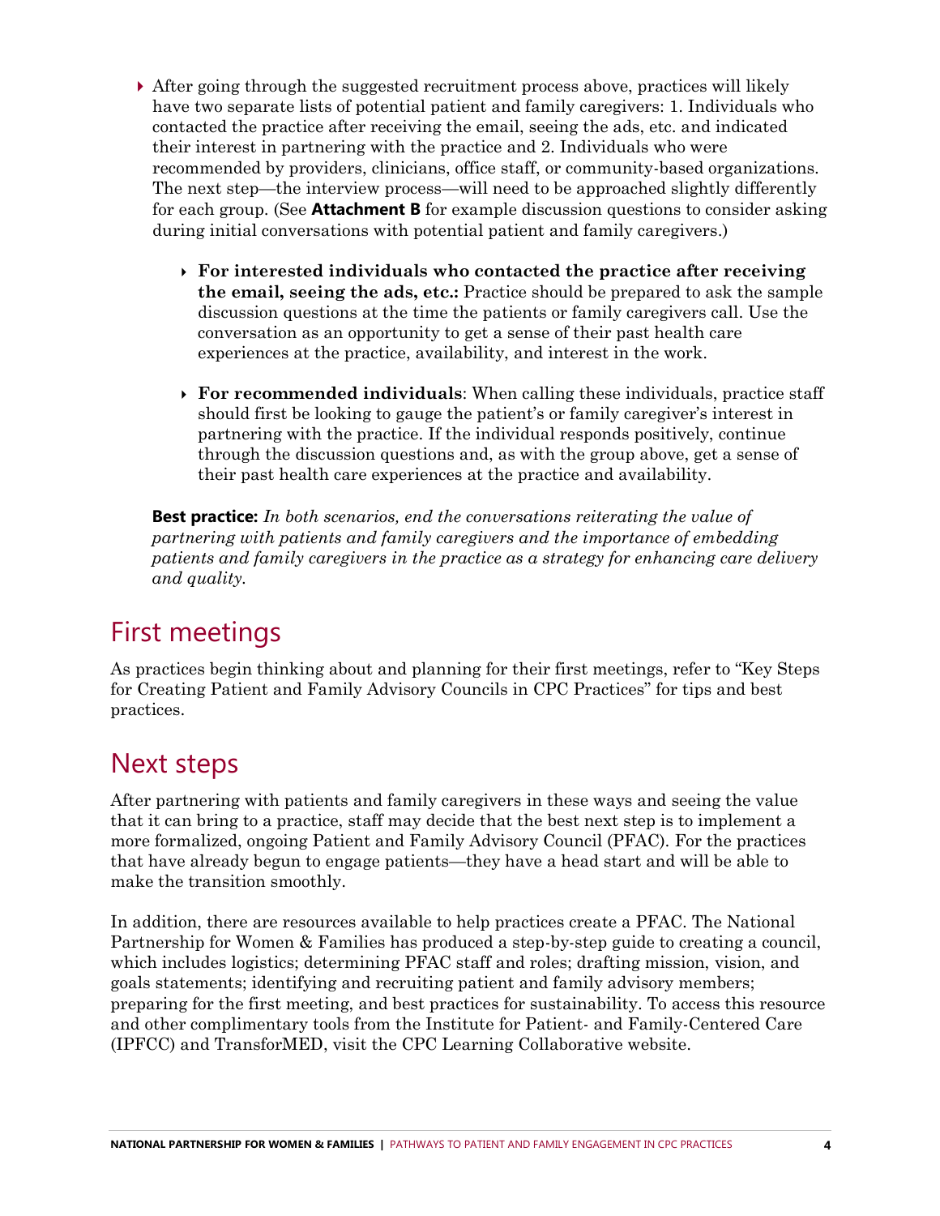- After going through the suggested recruitment process above, practices will likely have two separate lists of potential patient and family caregivers: 1. Individuals who contacted the practice after receiving the email, seeing the ads, etc. and indicated their interest in partnering with the practice and 2. Individuals who were recommended by providers, clinicians, office staff, or community-based organizations. The next step—the interview process—will need to be approached slightly differently for each group. (See **Attachment B** for example discussion questions to consider asking during initial conversations with potential patient and family caregivers.)

  - **For interested individuals who contacted the practice after receiving the email, seeing the ads, etc.:** Practice should be prepared to ask the sample discussion questions at the time the patients or family caregivers call. Use the conversation as an opportunity to get a sense of their past health care experiences at the practice, availability, and interest in the work.

  - **For recommended individuals**: When calling these individuals, practice staff should first be looking to gauge the patient's or family caregiver's interest in partnering with the practice. If the individual responds positively, continue through the discussion questions and, as with the group above, get a sense of their past health care experiences at the practice and availability.

**Best practice:** *In both scenarios, end the conversations reiterating the value of partnering with patients and family caregivers and the importance of embedding patients and family caregivers in the practice as a strategy for enhancing care delivery and quality.*

## First meetings

As practices begin thinking about and planning for their first meetings, refer to "Key Steps for Creating Patient and Family Advisory Councils in CPC Practices" for tips and best practices.

## Next steps

After partnering with patients and family caregivers in these ways and seeing the value that it can bring to a practice, staff may decide that the best next step is to implement a more formalized, ongoing Patient and Family Advisory Council (PFAC). For the practices that have already begun to engage patients—they have a head start and will be able to make the transition smoothly.

In addition, there are resources available to help practices create a PFAC. The National Partnership for Women & Families has produced a step-by-step guide to creating a council, which includes logistics; determining PFAC staff and roles; drafting mission, vision, and goals statements; identifying and recruiting patient and family advisory members; preparing for the first meeting, and best practices for sustainability. To access this resource and other complimentary tools from the Institute for Patient- and Family-Centered Care (IPFCC) and TransforMED, visit the CPC Learning Collaborative website.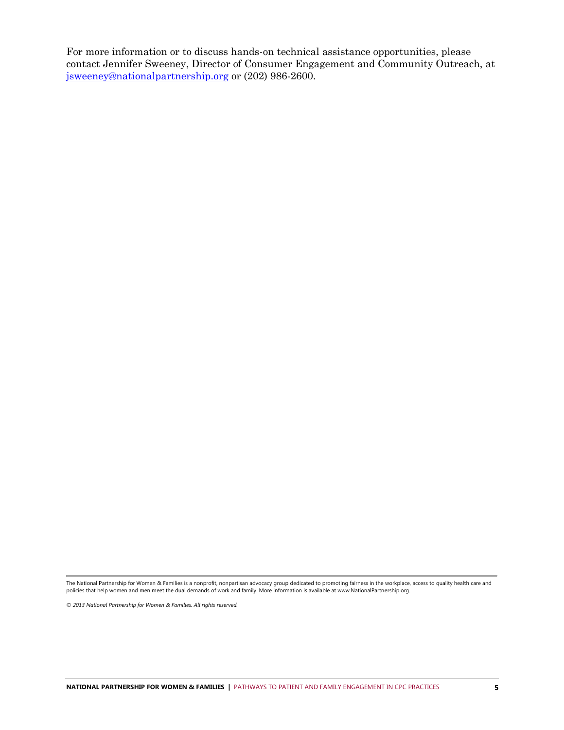For more information or to discuss hands-on technical assistance opportunities, please contact Jennifer Sweeney, Director of Consumer Engagement and Community Outreach, at jsweeney@nationalpartnership.org or (202) 986-2600.

---

The National Partnership for Women & Families is a nonprofit, nonpartisan advocacy group dedicated to promoting fairness in the workplace, access to quality health care and policies that help women and men meet the dual demands of work and family. More information is available at www.NationalPartnership.org.

*© 2013 National Partnership for Women & Families. All rights reserved.*